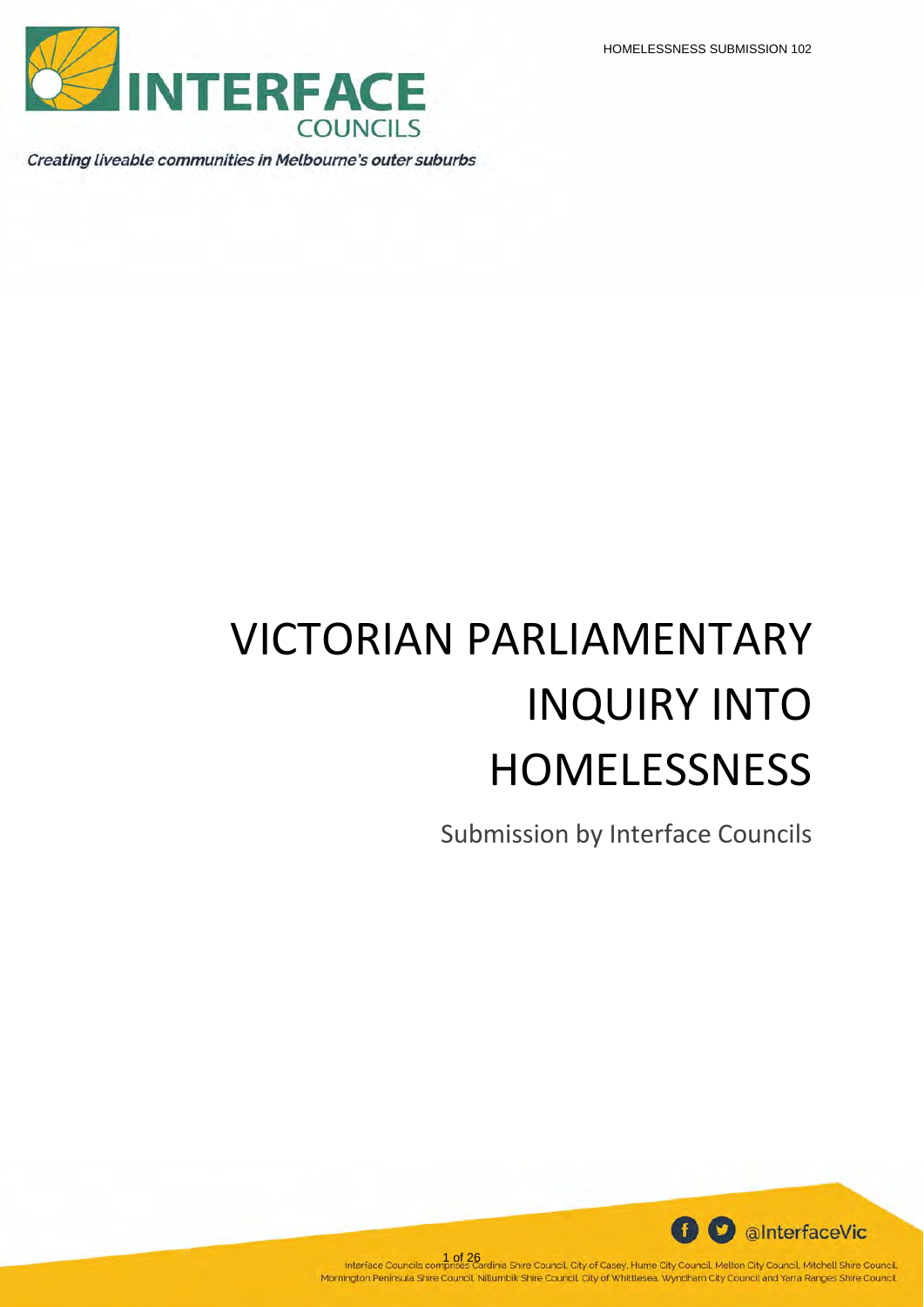HOMELESSNESS SUBMISSION 102

INTERFACE COUNCILS

*Creating liveable communities in Melbourne's outer suburbs*

# VICTORIAN PARLIAMENTARY INQUIRY INTO HOMELESSNESS

Submission by Interface Councils

@InterfaceVic

Interface Councils comprises Cardinia Shire Council, City of Casey, Hume City Council, Melton City Council, Mitchell Shire Council, Mornington Peninsula Shire Council, Nillumbik Shire Council, City of Whittlesea, Wyndham City Council and Yarra Ranges Shire Council.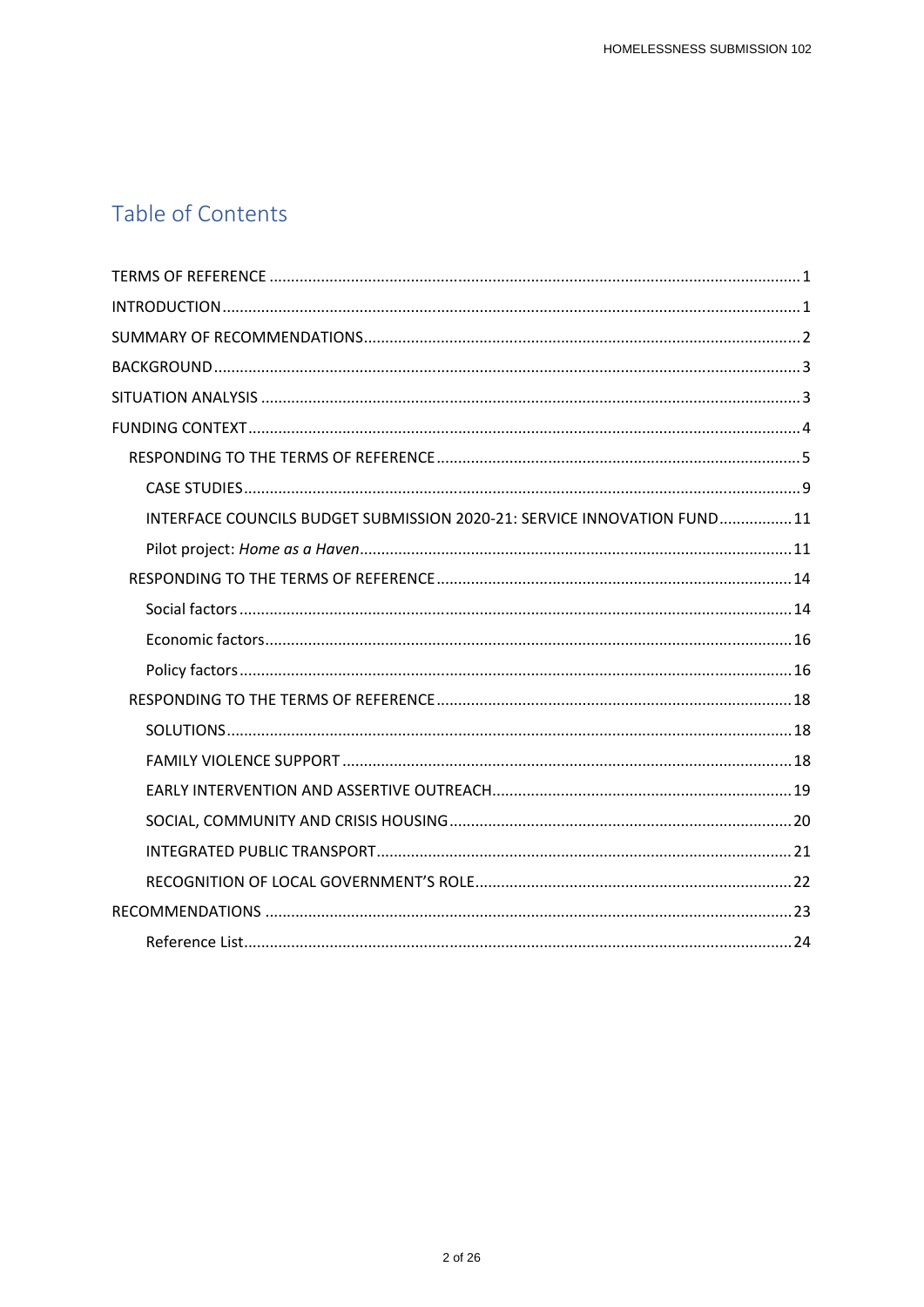# Table of Contents

TERMS OF REFERENCE ..... 1

INTRODUCTION ..... 1

SUMMARY OF RECOMMENDATIONS ..... 2

BACKGROUND ..... 3

SITUATION ANALYSIS ..... 3

FUNDING CONTEXT ..... 4

- RESPONDING TO THE TERMS OF REFERENCE ..... 5
  - CASE STUDIES ..... 9
  - INTERFACE COUNCILS BUDGET SUBMISSION 2020-21: SERVICE INNOVATION FUND ..... 11
  - Pilot project: *Home as a Haven* ..... 11
- RESPONDING TO THE TERMS OF REFERENCE ..... 14
  - Social factors ..... 14
  - Economic factors ..... 16
  - Policy factors ..... 16
- RESPONDING TO THE TERMS OF REFERENCE ..... 18
  - SOLUTIONS ..... 18
  - FAMILY VIOLENCE SUPPORT ..... 18
  - EARLY INTERVENTION AND ASSERTIVE OUTREACH ..... 19
  - SOCIAL, COMMUNITY AND CRISIS HOUSING ..... 20
  - INTEGRATED PUBLIC TRANSPORT ..... 21
  - RECOGNITION OF LOCAL GOVERNMENT'S ROLE ..... 22

RECOMMENDATIONS ..... 23

- Reference List ..... 24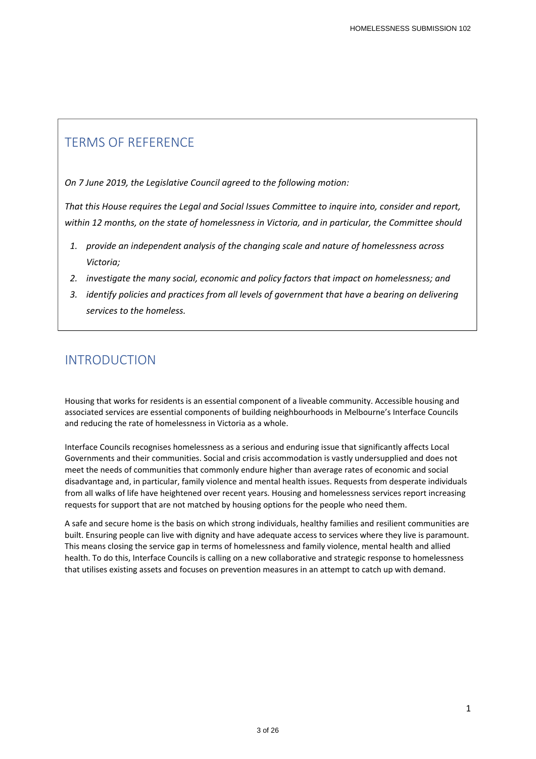## TERMS OF REFERENCE

*On 7 June 2019, the Legislative Council agreed to the following motion:*

*That this House requires the Legal and Social Issues Committee to inquire into, consider and report, within 12 months, on the state of homelessness in Victoria, and in particular, the Committee should*

1. *provide an independent analysis of the changing scale and nature of homelessness across Victoria;*
2. *investigate the many social, economic and policy factors that impact on homelessness; and*
3. *identify policies and practices from all levels of government that have a bearing on delivering services to the homeless.*

## INTRODUCTION

Housing that works for residents is an essential component of a liveable community. Accessible housing and associated services are essential components of building neighbourhoods in Melbourne's Interface Councils and reducing the rate of homelessness in Victoria as a whole.

Interface Councils recognises homelessness as a serious and enduring issue that significantly affects Local Governments and their communities. Social and crisis accommodation is vastly undersupplied and does not meet the needs of communities that commonly endure higher than average rates of economic and social disadvantage and, in particular, family violence and mental health issues. Requests from desperate individuals from all walks of life have heightened over recent years. Housing and homelessness services report increasing requests for support that are not matched by housing options for the people who need them.

A safe and secure home is the basis on which strong individuals, healthy families and resilient communities are built. Ensuring people can live with dignity and have adequate access to services where they live is paramount. This means closing the service gap in terms of homelessness and family violence, mental health and allied health. To do this, Interface Councils is calling on a new collaborative and strategic response to homelessness that utilises existing assets and focuses on prevention measures in an attempt to catch up with demand.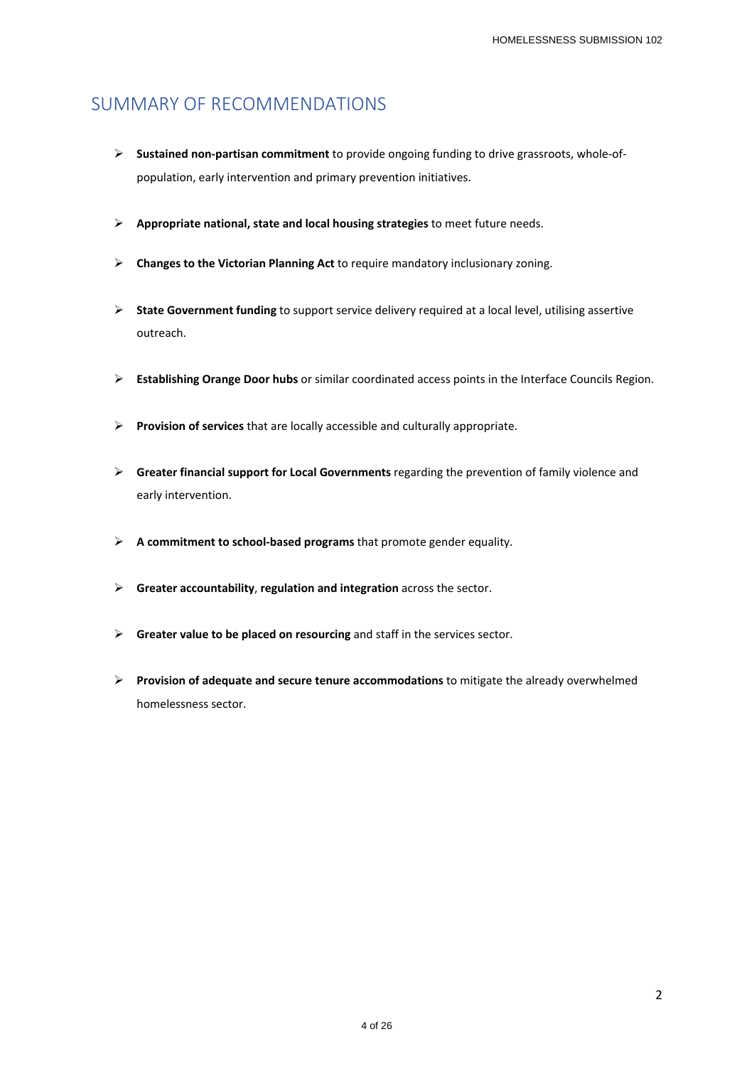## SUMMARY OF RECOMMENDATIONS

- **Sustained non-partisan commitment** to provide ongoing funding to drive grassroots, whole-of-population, early intervention and primary prevention initiatives.
- **Appropriate national, state and local housing strategies** to meet future needs.
- **Changes to the Victorian Planning Act** to require mandatory inclusionary zoning.
- **State Government funding** to support service delivery required at a local level, utilising assertive outreach.
- **Establishing Orange Door hubs** or similar coordinated access points in the Interface Councils Region.
- **Provision of services** that are locally accessible and culturally appropriate.
- **Greater financial support for Local Governments** regarding the prevention of family violence and early intervention.
- **A commitment to school-based programs** that promote gender equality.
- **Greater accountability**, **regulation and integration** across the sector.
- **Greater value to be placed on resourcing** and staff in the services sector.
- **Provision of adequate and secure tenure accommodations** to mitigate the already overwhelmed homelessness sector.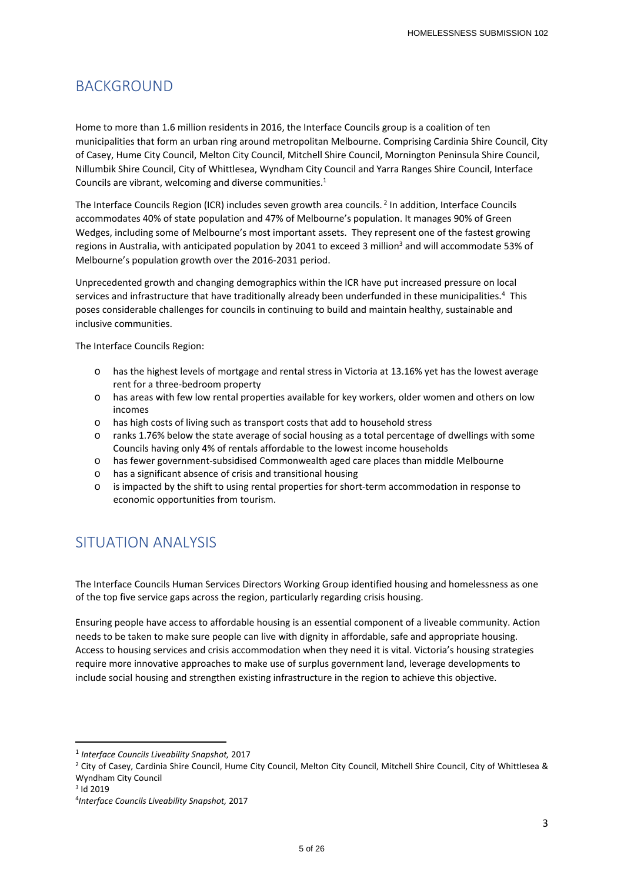## BACKGROUND

Home to more than 1.6 million residents in 2016, the Interface Councils group is a coalition of ten municipalities that form an urban ring around metropolitan Melbourne. Comprising Cardinia Shire Council, City of Casey, Hume City Council, Melton City Council, Mitchell Shire Council, Mornington Peninsula Shire Council, Nillumbik Shire Council, City of Whittlesea, Wyndham City Council and Yarra Ranges Shire Council, Interface Councils are vibrant, welcoming and diverse communities.[1]

The Interface Councils Region (ICR) includes seven growth area councils. [2] In addition, Interface Councils accommodates 40% of state population and 47% of Melbourne's population. It manages 90% of Green Wedges, including some of Melbourne's most important assets. They represent one of the fastest growing regions in Australia, with anticipated population by 2041 to exceed 3 million[3] and will accommodate 53% of Melbourne's population growth over the 2016-2031 period.

Unprecedented growth and changing demographics within the ICR have put increased pressure on local services and infrastructure that have traditionally already been underfunded in these municipalities.[4] This poses considerable challenges for councils in continuing to build and maintain healthy, sustainable and inclusive communities.

The Interface Councils Region:

- has the highest levels of mortgage and rental stress in Victoria at 13.16% yet has the lowest average rent for a three-bedroom property
- has areas with few low rental properties available for key workers, older women and others on low incomes
- has high costs of living such as transport costs that add to household stress
- ranks 1.76% below the state average of social housing as a total percentage of dwellings with some Councils having only 4% of rentals affordable to the lowest income households
- has fewer government-subsidised Commonwealth aged care places than middle Melbourne
- has a significant absence of crisis and transitional housing
- is impacted by the shift to using rental properties for short-term accommodation in response to economic opportunities from tourism.

## SITUATION ANALYSIS

The Interface Councils Human Services Directors Working Group identified housing and homelessness as one of the top five service gaps across the region, particularly regarding crisis housing.

Ensuring people have access to affordable housing is an essential component of a liveable community. Action needs to be taken to make sure people can live with dignity in affordable, safe and appropriate housing. Access to housing services and crisis accommodation when they need it is vital. Victoria's housing strategies require more innovative approaches to make use of surplus government land, leverage developments to include social housing and strengthen existing infrastructure in the region to achieve this objective.

---

[1] *Interface Councils Liveability Snapshot,* 2017

[2] City of Casey, Cardinia Shire Council, Hume City Council, Melton City Council, Mitchell Shire Council, City of Whittlesea & Wyndham City Council

[3] Id 2019

[4] *Interface Councils Liveability Snapshot,* 2017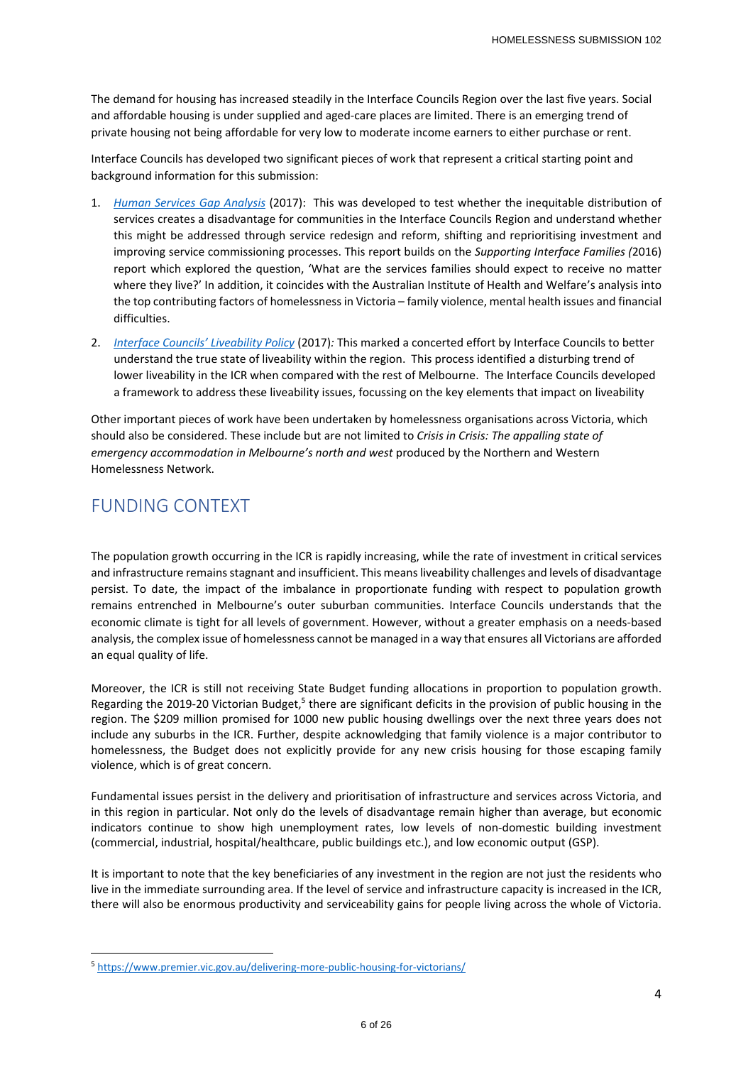The demand for housing has increased steadily in the Interface Councils Region over the last five years. Social and affordable housing is under supplied and aged-care places are limited. There is an emerging trend of private housing not being affordable for very low to moderate income earners to either purchase or rent.

Interface Councils has developed two significant pieces of work that represent a critical starting point and background information for this submission:

1. *Human Services Gap Analysis* (2017): This was developed to test whether the inequitable distribution of services creates a disadvantage for communities in the Interface Councils Region and understand whether this might be addressed through service redesign and reform, shifting and reprioritising investment and improving service commissioning processes. This report builds on the *Supporting Interface Families (*2016) report which explored the question, 'What are the services families should expect to receive no matter where they live?' In addition, it coincides with the Australian Institute of Health and Welfare's analysis into the top contributing factors of homelessness in Victoria – family violence, mental health issues and financial difficulties.
2. *Interface Councils' Liveability Policy* (2017)*:* This marked a concerted effort by Interface Councils to better understand the true state of liveability within the region. This process identified a disturbing trend of lower liveability in the ICR when compared with the rest of Melbourne. The Interface Councils developed a framework to address these liveability issues, focussing on the key elements that impact on liveability

Other important pieces of work have been undertaken by homelessness organisations across Victoria, which should also be considered. These include but are not limited to *Crisis in Crisis: The appalling state of emergency accommodation in Melbourne's north and west* produced by the Northern and Western Homelessness Network.

## FUNDING CONTEXT

The population growth occurring in the ICR is rapidly increasing, while the rate of investment in critical services and infrastructure remains stagnant and insufficient. This means liveability challenges and levels of disadvantage persist. To date, the impact of the imbalance in proportionate funding with respect to population growth remains entrenched in Melbourne's outer suburban communities. Interface Councils understands that the economic climate is tight for all levels of government. However, without a greater emphasis on a needs-based analysis, the complex issue of homelessness cannot be managed in a way that ensures all Victorians are afforded an equal quality of life.

Moreover, the ICR is still not receiving State Budget funding allocations in proportion to population growth. Regarding the 2019-20 Victorian Budget,[5] there are significant deficits in the provision of public housing in the region. The $209 million promised for 1000 new public housing dwellings over the next three years does not include any suburbs in the ICR. Further, despite acknowledging that family violence is a major contributor to homelessness, the Budget does not explicitly provide for any new crisis housing for those escaping family violence, which is of great concern.

Fundamental issues persist in the delivery and prioritisation of infrastructure and services across Victoria, and in this region in particular. Not only do the levels of disadvantage remain higher than average, but economic indicators continue to show high unemployment rates, low levels of non-domestic building investment (commercial, industrial, hospital/healthcare, public buildings etc.), and low economic output (GSP).

It is important to note that the key beneficiaries of any investment in the region are not just the residents who live in the immediate surrounding area. If the level of service and infrastructure capacity is increased in the ICR, there will also be enormous productivity and serviceability gains for people living across the whole of Victoria.

[5] https://www.premier.vic.gov.au/delivering-more-public-housing-for-victorians/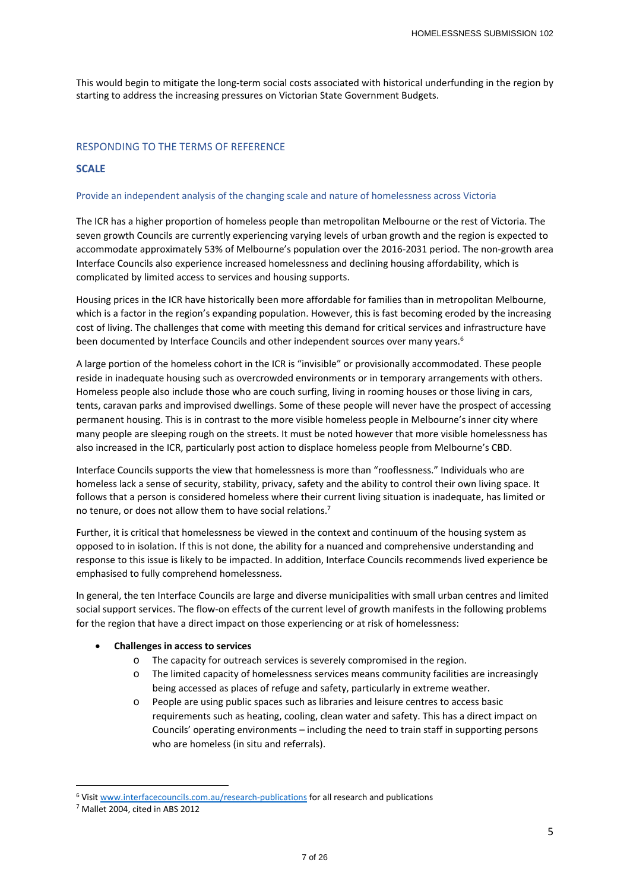This would begin to mitigate the long-term social costs associated with historical underfunding in the region by starting to address the increasing pressures on Victorian State Government Budgets.

## RESPONDING TO THE TERMS OF REFERENCE

### SCALE

#### Provide an independent analysis of the changing scale and nature of homelessness across Victoria

The ICR has a higher proportion of homeless people than metropolitan Melbourne or the rest of Victoria. The seven growth Councils are currently experiencing varying levels of urban growth and the region is expected to accommodate approximately 53% of Melbourne's population over the 2016-2031 period. The non-growth area Interface Councils also experience increased homelessness and declining housing affordability, which is complicated by limited access to services and housing supports.

Housing prices in the ICR have historically been more affordable for families than in metropolitan Melbourne, which is a factor in the region's expanding population. However, this is fast becoming eroded by the increasing cost of living. The challenges that come with meeting this demand for critical services and infrastructure have been documented by Interface Councils and other independent sources over many years.[6]

A large portion of the homeless cohort in the ICR is "invisible" or provisionally accommodated. These people reside in inadequate housing such as overcrowded environments or in temporary arrangements with others. Homeless people also include those who are couch surfing, living in rooming houses or those living in cars, tents, caravan parks and improvised dwellings. Some of these people will never have the prospect of accessing permanent housing. This is in contrast to the more visible homeless people in Melbourne's inner city where many people are sleeping rough on the streets. It must be noted however that more visible homelessness has also increased in the ICR, particularly post action to displace homeless people from Melbourne's CBD.

Interface Councils supports the view that homelessness is more than "rooflessness." Individuals who are homeless lack a sense of security, stability, privacy, safety and the ability to control their own living space. It follows that a person is considered homeless where their current living situation is inadequate, has limited or no tenure, or does not allow them to have social relations.[7]

Further, it is critical that homelessness be viewed in the context and continuum of the housing system as opposed to in isolation. If this is not done, the ability for a nuanced and comprehensive understanding and response to this issue is likely to be impacted. In addition, Interface Councils recommends lived experience be emphasised to fully comprehend homelessness.

In general, the ten Interface Councils are large and diverse municipalities with small urban centres and limited social support services. The flow-on effects of the current level of growth manifests in the following problems for the region that have a direct impact on those experiencing or at risk of homelessness:

- **Challenges in access to services**
    - The capacity for outreach services is severely compromised in the region.
    - The limited capacity of homelessness services means community facilities are increasingly being accessed as places of refuge and safety, particularly in extreme weather.
    - People are using public spaces such as libraries and leisure centres to access basic requirements such as heating, cooling, clean water and safety. This has a direct impact on Councils' operating environments – including the need to train staff in supporting persons who are homeless (in situ and referrals).

---

[6] Visit www.interfacecouncils.com.au/research-publications for all research and publications

[7] Mallet 2004, cited in ABS 2012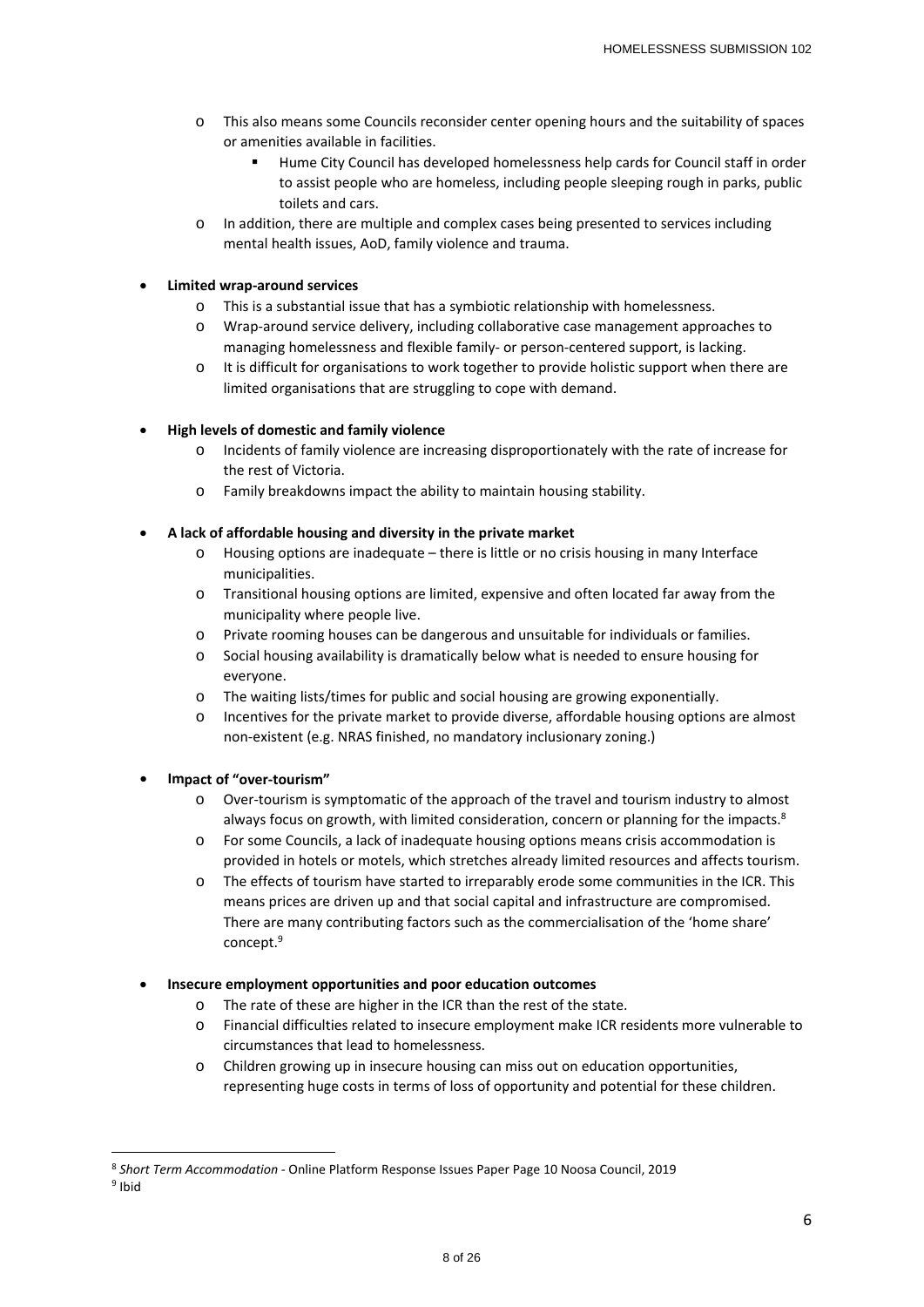- This also means some Councils reconsider center opening hours and the suitability of spaces or amenities available in facilities.
    - Hume City Council has developed homelessness help cards for Council staff in order to assist people who are homeless, including people sleeping rough in parks, public toilets and cars.
  - In addition, there are multiple and complex cases being presented to services including mental health issues, AoD, family violence and trauma.

- **Limited wrap-around services**
  - This is a substantial issue that has a symbiotic relationship with homelessness.
  - Wrap-around service delivery, including collaborative case management approaches to managing homelessness and flexible family- or person-centered support, is lacking.
  - It is difficult for organisations to work together to provide holistic support when there are limited organisations that are struggling to cope with demand.

- **High levels of domestic and family violence**
  - Incidents of family violence are increasing disproportionately with the rate of increase for the rest of Victoria.
  - Family breakdowns impact the ability to maintain housing stability.

- **A lack of affordable housing and diversity in the private market**
  - Housing options are inadequate – there is little or no crisis housing in many Interface municipalities.
  - Transitional housing options are limited, expensive and often located far away from the municipality where people live.
  - Private rooming houses can be dangerous and unsuitable for individuals or families.
  - Social housing availability is dramatically below what is needed to ensure housing for everyone.
  - The waiting lists/times for public and social housing are growing exponentially.
  - Incentives for the private market to provide diverse, affordable housing options are almost non-existent (e.g. NRAS finished, no mandatory inclusionary zoning.)

- **Impact of "over-tourism"**
  - Over-tourism is symptomatic of the approach of the travel and tourism industry to almost always focus on growth, with limited consideration, concern or planning for the impacts.[8]
  - For some Councils, a lack of inadequate housing options means crisis accommodation is provided in hotels or motels, which stretches already limited resources and affects tourism.
  - The effects of tourism have started to irreparably erode some communities in the ICR. This means prices are driven up and that social capital and infrastructure are compromised. There are many contributing factors such as the commercialisation of the 'home share' concept.[9]

- **Insecure employment opportunities and poor education outcomes**
  - The rate of these are higher in the ICR than the rest of the state.
  - Financial difficulties related to insecure employment make ICR residents more vulnerable to circumstances that lead to homelessness.
  - Children growing up in insecure housing can miss out on education opportunities, representing huge costs in terms of loss of opportunity and potential for these children.

---

[8] *Short Term Accommodation* - Online Platform Response Issues Paper Page 10 Noosa Council, 2019

[9] Ibid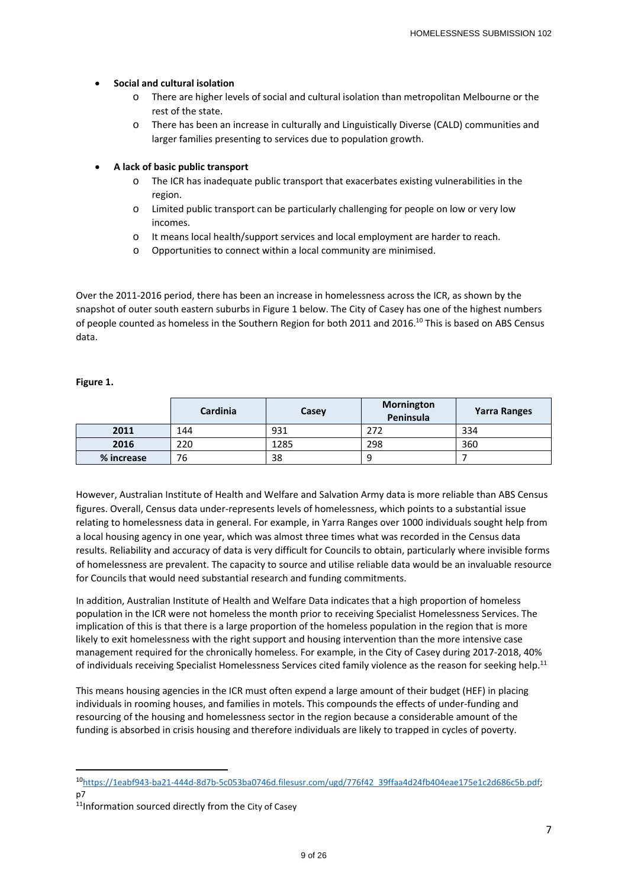- **Social and cultural isolation**
    - There are higher levels of social and cultural isolation than metropolitan Melbourne or the rest of the state.
    - There has been an increase in culturally and Linguistically Diverse (CALD) communities and larger families presenting to services due to population growth.

- **A lack of basic public transport**
    - The ICR has inadequate public transport that exacerbates existing vulnerabilities in the region.
    - Limited public transport can be particularly challenging for people on low or very low incomes.
    - It means local health/support services and local employment are harder to reach.
    - Opportunities to connect within a local community are minimised.

Over the 2011-2016 period, there has been an increase in homelessness across the ICR, as shown by the snapshot of outer south eastern suburbs in Figure 1 below. The City of Casey has one of the highest numbers of people counted as homeless in the Southern Region for both 2011 and 2016.[10] This is based on ABS Census data.

**Figure 1.**

| | Cardinia | Casey | Mornington Peninsula | Yarra Ranges |
|---|---|---|---|---|
| **2011** | 144 | 931 | 272 | 334 |
| **2016** | 220 | 1285 | 298 | 360 |
| **% increase** | 76 | 38 | 9 | 7 |

However, Australian Institute of Health and Welfare and Salvation Army data is more reliable than ABS Census figures. Overall, Census data under-represents levels of homelessness, which points to a substantial issue relating to homelessness data in general. For example, in Yarra Ranges over 1000 individuals sought help from a local housing agency in one year, which was almost three times what was recorded in the Census data results. Reliability and accuracy of data is very difficult for Councils to obtain, particularly where invisible forms of homelessness are prevalent. The capacity to source and utilise reliable data would be an invaluable resource for Councils that would need substantial research and funding commitments.

In addition, Australian Institute of Health and Welfare Data indicates that a high proportion of homeless population in the ICR were not homeless the month prior to receiving Specialist Homelessness Services. The implication of this is that there is a large proportion of the homeless population in the region that is more likely to exit homelessness with the right support and housing intervention than the more intensive case management required for the chronically homeless. For example, in the City of Casey during 2017-2018, 40% of individuals receiving Specialist Homelessness Services cited family violence as the reason for seeking help.[11]

This means housing agencies in the ICR must often expend a large amount of their budget (HEF) in placing individuals in rooming houses, and families in motels. This compounds the effects of under-funding and resourcing of the housing and homelessness sector in the region because a considerable amount of the funding is absorbed in crisis housing and therefore individuals are likely to trapped in cycles of poverty.

---

[10] https://1eabf943-ba21-444d-8d7b-5c053ba0746d.filesusr.com/ugd/776f42_39ffaa4d24fb404eae175e1c2d686c5b.pdf; p7

[11] Information sourced directly from the City of Casey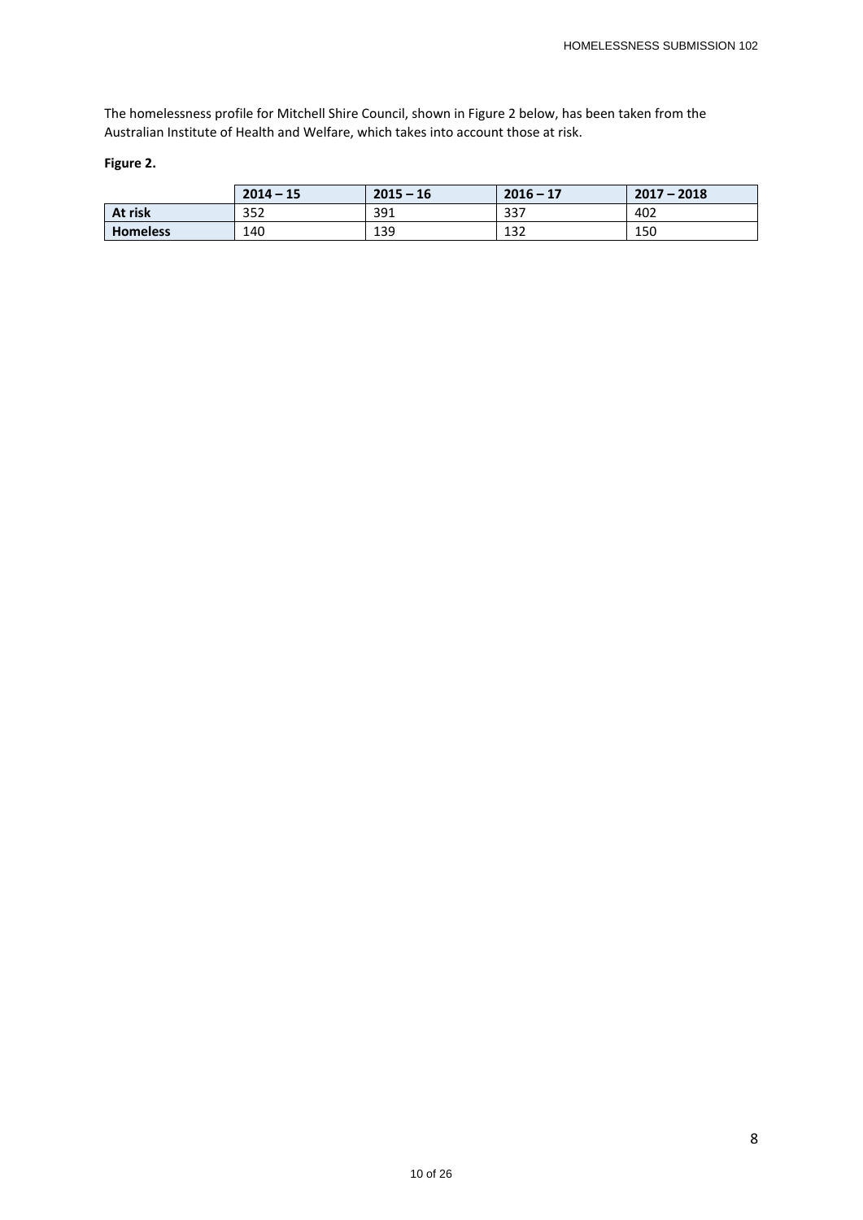The homelessness profile for Mitchell Shire Council, shown in Figure 2 below, has been taken from the Australian Institute of Health and Welfare, which takes into account those at risk.

**Figure 2.**

| | 2014 – 15 | 2015 – 16 | 2016 – 17 | 2017 – 2018 |
|---|---|---|---|---|
| **At risk** | 352 | 391 | 337 | 402 |
| **Homeless** | 140 | 139 | 132 | 150 |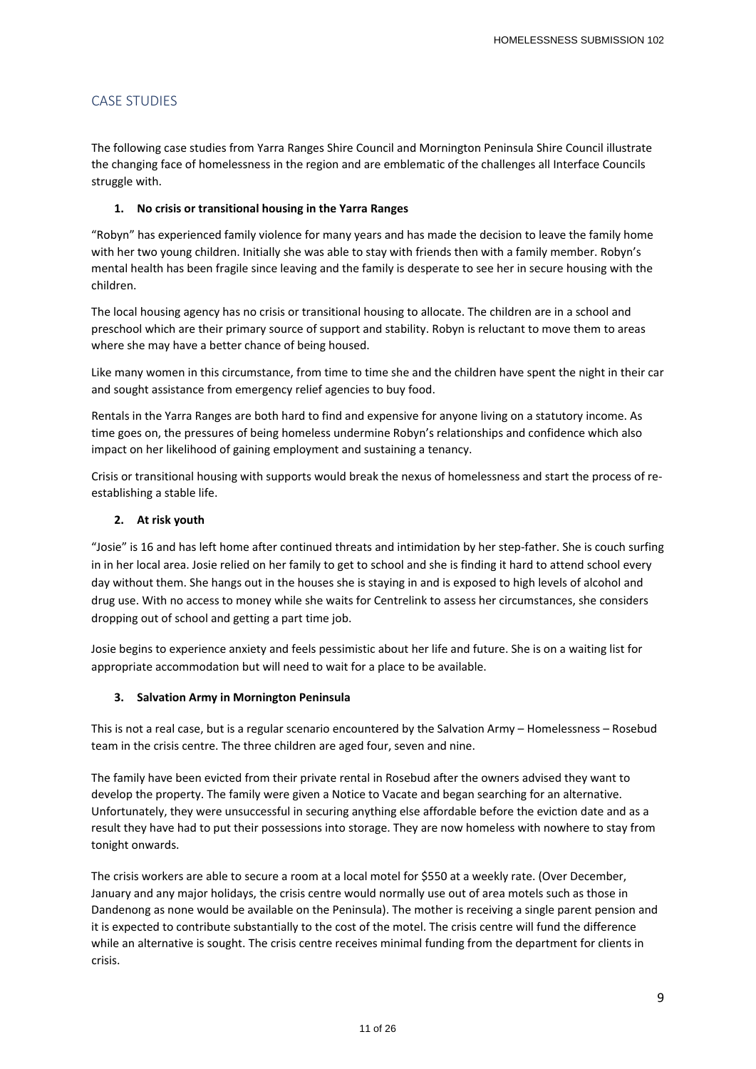## CASE STUDIES

The following case studies from Yarra Ranges Shire Council and Mornington Peninsula Shire Council illustrate the changing face of homelessness in the region and are emblematic of the challenges all Interface Councils struggle with.

### 1. No crisis or transitional housing in the Yarra Ranges

"Robyn" has experienced family violence for many years and has made the decision to leave the family home with her two young children. Initially she was able to stay with friends then with a family member. Robyn's mental health has been fragile since leaving and the family is desperate to see her in secure housing with the children.

The local housing agency has no crisis or transitional housing to allocate. The children are in a school and preschool which are their primary source of support and stability. Robyn is reluctant to move them to areas where she may have a better chance of being housed.

Like many women in this circumstance, from time to time she and the children have spent the night in their car and sought assistance from emergency relief agencies to buy food.

Rentals in the Yarra Ranges are both hard to find and expensive for anyone living on a statutory income. As time goes on, the pressures of being homeless undermine Robyn's relationships and confidence which also impact on her likelihood of gaining employment and sustaining a tenancy.

Crisis or transitional housing with supports would break the nexus of homelessness and start the process of re-establishing a stable life.

### 2. At risk youth

"Josie" is 16 and has left home after continued threats and intimidation by her step-father. She is couch surfing in in her local area. Josie relied on her family to get to school and she is finding it hard to attend school every day without them. She hangs out in the houses she is staying in and is exposed to high levels of alcohol and drug use. With no access to money while she waits for Centrelink to assess her circumstances, she considers dropping out of school and getting a part time job.

Josie begins to experience anxiety and feels pessimistic about her life and future. She is on a waiting list for appropriate accommodation but will need to wait for a place to be available.

### 3. Salvation Army in Mornington Peninsula

This is not a real case, but is a regular scenario encountered by the Salvation Army – Homelessness – Rosebud team in the crisis centre. The three children are aged four, seven and nine.

The family have been evicted from their private rental in Rosebud after the owners advised they want to develop the property. The family were given a Notice to Vacate and began searching for an alternative. Unfortunately, they were unsuccessful in securing anything else affordable before the eviction date and as a result they have had to put their possessions into storage. They are now homeless with nowhere to stay from tonight onwards.

The crisis workers are able to secure a room at a local motel for $550 at a weekly rate. (Over December, January and any major holidays, the crisis centre would normally use out of area motels such as those in Dandenong as none would be available on the Peninsula). The mother is receiving a single parent pension and it is expected to contribute substantially to the cost of the motel. The crisis centre will fund the difference while an alternative is sought. The crisis centre receives minimal funding from the department for clients in crisis.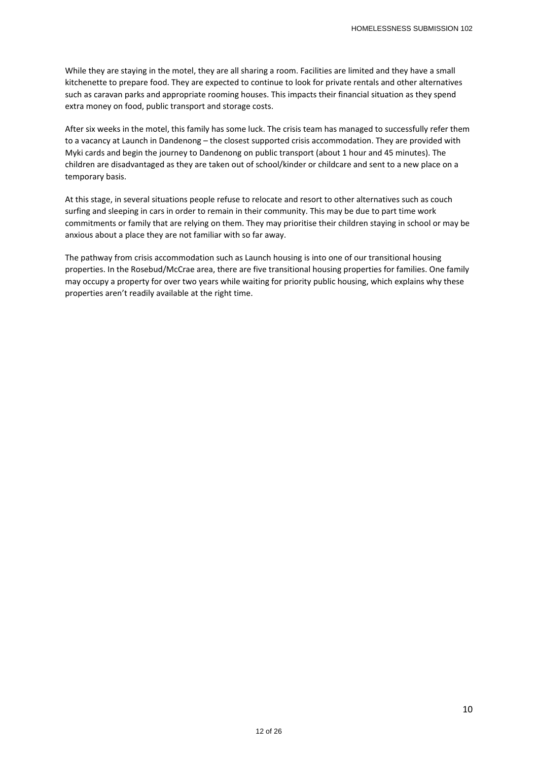While they are staying in the motel, they are all sharing a room. Facilities are limited and they have a small kitchenette to prepare food. They are expected to continue to look for private rentals and other alternatives such as caravan parks and appropriate rooming houses. This impacts their financial situation as they spend extra money on food, public transport and storage costs.

After six weeks in the motel, this family has some luck. The crisis team has managed to successfully refer them to a vacancy at Launch in Dandenong – the closest supported crisis accommodation. They are provided with Myki cards and begin the journey to Dandenong on public transport (about 1 hour and 45 minutes). The children are disadvantaged as they are taken out of school/kinder or childcare and sent to a new place on a temporary basis.

At this stage, in several situations people refuse to relocate and resort to other alternatives such as couch surfing and sleeping in cars in order to remain in their community. This may be due to part time work commitments or family that are relying on them. They may prioritise their children staying in school or may be anxious about a place they are not familiar with so far away.

The pathway from crisis accommodation such as Launch housing is into one of our transitional housing properties. In the Rosebud/McCrae area, there are five transitional housing properties for families. One family may occupy a property for over two years while waiting for priority public housing, which explains why these properties aren't readily available at the right time.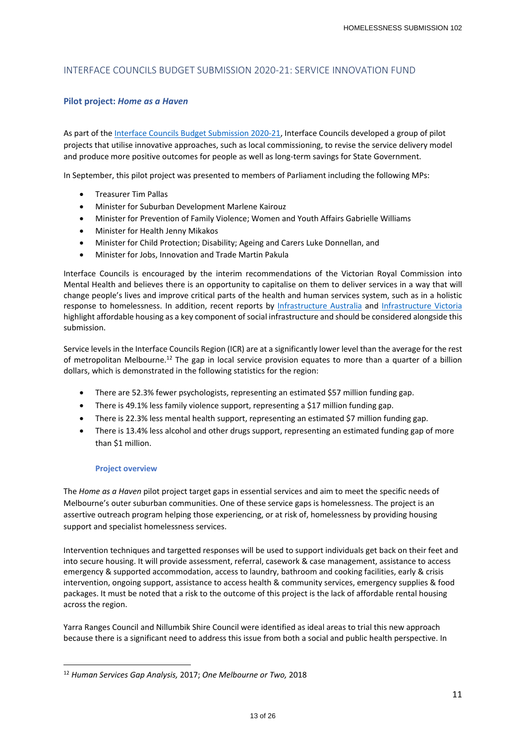## INTERFACE COUNCILS BUDGET SUBMISSION 2020-21: SERVICE INNOVATION FUND

### Pilot project: *Home as a Haven*

As part of the Interface Councils Budget Submission 2020-21, Interface Councils developed a group of pilot projects that utilise innovative approaches, such as local commissioning, to revise the service delivery model and produce more positive outcomes for people as well as long-term savings for State Government.

In September, this pilot project was presented to members of Parliament including the following MPs:

- Treasurer Tim Pallas
- Minister for Suburban Development Marlene Kairouz
- Minister for Prevention of Family Violence; Women and Youth Affairs Gabrielle Williams
- Minister for Health Jenny Mikakos
- Minister for Child Protection; Disability; Ageing and Carers Luke Donnellan, and
- Minister for Jobs, Innovation and Trade Martin Pakula

Interface Councils is encouraged by the interim recommendations of the Victorian Royal Commission into Mental Health and believes there is an opportunity to capitalise on them to deliver services in a way that will change people's lives and improve critical parts of the health and human services system, such as in a holistic response to homelessness. In addition, recent reports by Infrastructure Australia and Infrastructure Victoria highlight affordable housing as a key component of social infrastructure and should be considered alongside this submission.

Service levels in the Interface Councils Region (ICR) are at a significantly lower level than the average for the rest of metropolitan Melbourne.[12] The gap in local service provision equates to more than a quarter of a billion dollars, which is demonstrated in the following statistics for the region:

- There are 52.3% fewer psychologists, representing an estimated $57 million funding gap.
- There is 49.1% less family violence support, representing a $17 million funding gap.
- There is 22.3% less mental health support, representing an estimated $7 million funding gap.
- There is 13.4% less alcohol and other drugs support, representing an estimated funding gap of more than $1 million.

#### Project overview

The *Home as a Haven* pilot project target gaps in essential services and aim to meet the specific needs of Melbourne's outer suburban communities. One of these service gaps is homelessness. The project is an assertive outreach program helping those experiencing, or at risk of, homelessness by providing housing support and specialist homelessness services.

Intervention techniques and targetted responses will be used to support individuals get back on their feet and into secure housing. It will provide assessment, referral, casework & case management, assistance to access emergency & supported accommodation, access to laundry, bathroom and cooking facilities, early & crisis intervention, ongoing support, assistance to access health & community services, emergency supplies & food packages. It must be noted that a risk to the outcome of this project is the lack of affordable rental housing across the region.

Yarra Ranges Council and Nillumbik Shire Council were identified as ideal areas to trial this new approach because there is a significant need to address this issue from both a social and public health perspective. In

[12] *Human Services Gap Analysis,* 2017; *One Melbourne or Two,* 2018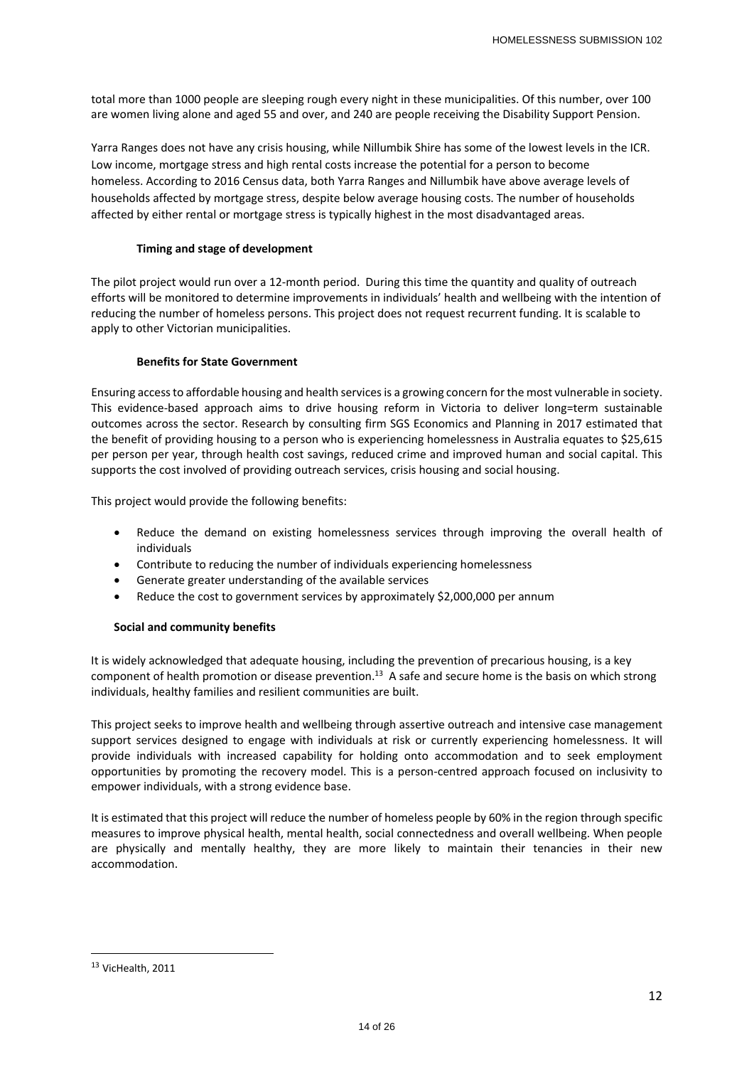total more than 1000 people are sleeping rough every night in these municipalities. Of this number, over 100 are women living alone and aged 55 and over, and 240 are people receiving the Disability Support Pension.

Yarra Ranges does not have any crisis housing, while Nillumbik Shire has some of the lowest levels in the ICR. Low income, mortgage stress and high rental costs increase the potential for a person to become homeless. According to 2016 Census data, both Yarra Ranges and Nillumbik have above average levels of households affected by mortgage stress, despite below average housing costs. The number of households affected by either rental or mortgage stress is typically highest in the most disadvantaged areas.

**Timing and stage of development**

The pilot project would run over a 12-month period. During this time the quantity and quality of outreach efforts will be monitored to determine improvements in individuals' health and wellbeing with the intention of reducing the number of homeless persons. This project does not request recurrent funding. It is scalable to apply to other Victorian municipalities.

**Benefits for State Government**

Ensuring access to affordable housing and health services is a growing concern for the most vulnerable in society. This evidence-based approach aims to drive housing reform in Victoria to deliver long=term sustainable outcomes across the sector. Research by consulting firm SGS Economics and Planning in 2017 estimated that the benefit of providing housing to a person who is experiencing homelessness in Australia equates to $25,615 per person per year, through health cost savings, reduced crime and improved human and social capital. This supports the cost involved of providing outreach services, crisis housing and social housing.

This project would provide the following benefits:

- Reduce the demand on existing homelessness services through improving the overall health of individuals
- Contribute to reducing the number of individuals experiencing homelessness
- Generate greater understanding of the available services
- Reduce the cost to government services by approximately $2,000,000 per annum

**Social and community benefits**

It is widely acknowledged that adequate housing, including the prevention of precarious housing, is a key component of health promotion or disease prevention.[13] A safe and secure home is the basis on which strong individuals, healthy families and resilient communities are built.

This project seeks to improve health and wellbeing through assertive outreach and intensive case management support services designed to engage with individuals at risk or currently experiencing homelessness. It will provide individuals with increased capability for holding onto accommodation and to seek employment opportunities by promoting the recovery model. This is a person-centred approach focused on inclusivity to empower individuals, with a strong evidence base.

It is estimated that this project will reduce the number of homeless people by 60% in the region through specific measures to improve physical health, mental health, social connectedness and overall wellbeing. When people are physically and mentally healthy, they are more likely to maintain their tenancies in their new accommodation.

[13] VicHealth, 2011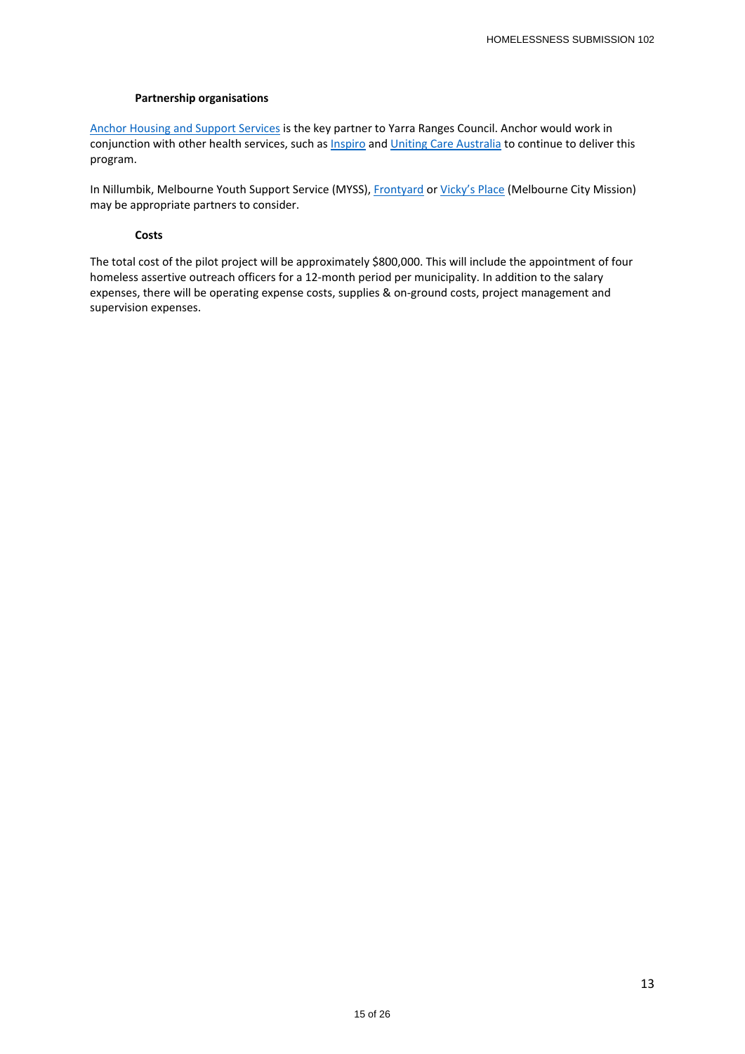#### Partnership organisations

Anchor Housing and Support Services is the key partner to Yarra Ranges Council. Anchor would work in conjunction with other health services, such as Inspiro and Uniting Care Australia to continue to deliver this program.

In Nillumbik, Melbourne Youth Support Service (MYSS), Frontyard or Vicky's Place (Melbourne City Mission) may be appropriate partners to consider.

#### Costs

The total cost of the pilot project will be approximately $800,000. This will include the appointment of four homeless assertive outreach officers for a 12-month period per municipality. In addition to the salary expenses, there will be operating expense costs, supplies & on-ground costs, project management and supervision expenses.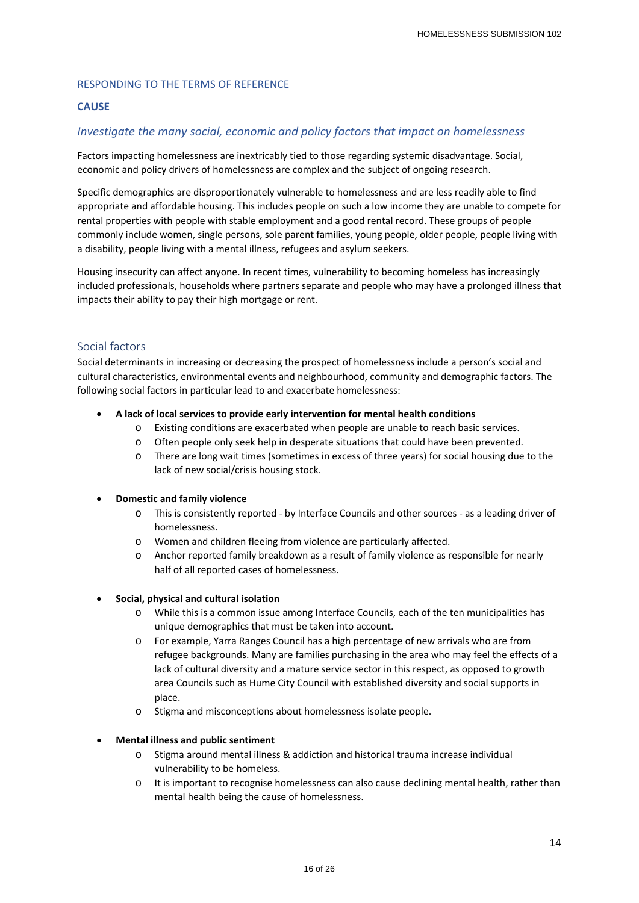## RESPONDING TO THE TERMS OF REFERENCE

### CAUSE

### *Investigate the many social, economic and policy factors that impact on homelessness*

Factors impacting homelessness are inextricably tied to those regarding systemic disadvantage. Social, economic and policy drivers of homelessness are complex and the subject of ongoing research.

Specific demographics are disproportionately vulnerable to homelessness and are less readily able to find appropriate and affordable housing. This includes people on such a low income they are unable to compete for rental properties with people with stable employment and a good rental record. These groups of people commonly include women, single persons, sole parent families, young people, older people, people living with a disability, people living with a mental illness, refugees and asylum seekers.

Housing insecurity can affect anyone. In recent times, vulnerability to becoming homeless has increasingly included professionals, households where partners separate and people who may have a prolonged illness that impacts their ability to pay their high mortgage or rent.

#### Social factors

Social determinants in increasing or decreasing the prospect of homelessness include a person's social and cultural characteristics, environmental events and neighbourhood, community and demographic factors. The following social factors in particular lead to and exacerbate homelessness:

- **A lack of local services to provide early intervention for mental health conditions**
  - Existing conditions are exacerbated when people are unable to reach basic services.
  - Often people only seek help in desperate situations that could have been prevented.
  - There are long wait times (sometimes in excess of three years) for social housing due to the lack of new social/crisis housing stock.

- **Domestic and family violence**
  - This is consistently reported - by Interface Councils and other sources - as a leading driver of homelessness.
  - Women and children fleeing from violence are particularly affected.
  - Anchor reported family breakdown as a result of family violence as responsible for nearly half of all reported cases of homelessness.

- **Social, physical and cultural isolation**
  - While this is a common issue among Interface Councils, each of the ten municipalities has unique demographics that must be taken into account.
  - For example, Yarra Ranges Council has a high percentage of new arrivals who are from refugee backgrounds. Many are families purchasing in the area who may feel the effects of a lack of cultural diversity and a mature service sector in this respect, as opposed to growth area Councils such as Hume City Council with established diversity and social supports in place.
  - Stigma and misconceptions about homelessness isolate people.

- **Mental illness and public sentiment**
  - Stigma around mental illness & addiction and historical trauma increase individual vulnerability to be homeless.
  - It is important to recognise homelessness can also cause declining mental health, rather than mental health being the cause of homelessness.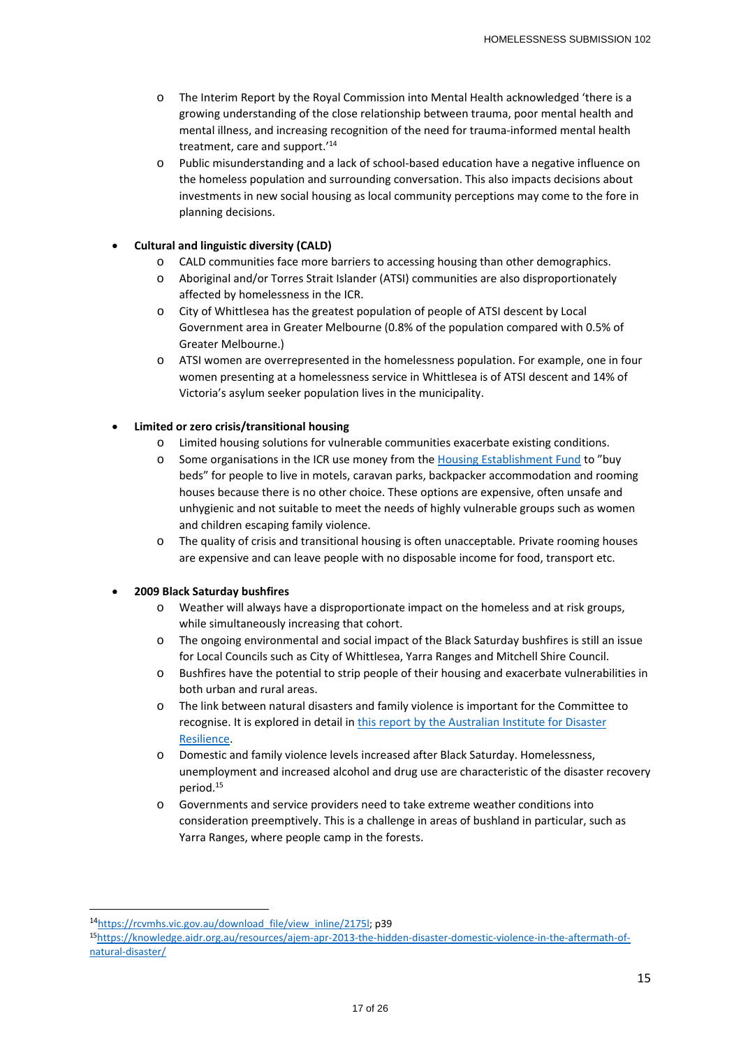- The Interim Report by the Royal Commission into Mental Health acknowledged 'there is a growing understanding of the close relationship between trauma, poor mental health and mental illness, and increasing recognition of the need for trauma-informed mental health treatment, care and support.'[14]
    - Public misunderstanding and a lack of school-based education have a negative influence on the homeless population and surrounding conversation. This also impacts decisions about investments in new social housing as local community perceptions may come to the fore in planning decisions.

- **Cultural and linguistic diversity (CALD)**
    - CALD communities face more barriers to accessing housing than other demographics.
    - Aboriginal and/or Torres Strait Islander (ATSI) communities are also disproportionately affected by homelessness in the ICR.
    - City of Whittlesea has the greatest population of people of ATSI descent by Local Government area in Greater Melbourne (0.8% of the population compared with 0.5% of Greater Melbourne.)
    - ATSI women are overrepresented in the homelessness population. For example, one in four women presenting at a homelessness service in Whittlesea is of ATSI descent and 14% of Victoria's asylum seeker population lives in the municipality.

- **Limited or zero crisis/transitional housing**
    - Limited housing solutions for vulnerable communities exacerbate existing conditions.
    - Some organisations in the ICR use money from the [Housing Establishment Fund] to "buy beds" for people to live in motels, caravan parks, backpacker accommodation and rooming houses because there is no other choice. These options are expensive, often unsafe and unhygienic and not suitable to meet the needs of highly vulnerable groups such as women and children escaping family violence.
    - The quality of crisis and transitional housing is often unacceptable. Private rooming houses are expensive and can leave people with no disposable income for food, transport etc.

- **2009 Black Saturday bushfires**
    - Weather will always have a disproportionate impact on the homeless and at risk groups, while simultaneously increasing that cohort.
    - The ongoing environmental and social impact of the Black Saturday bushfires is still an issue for Local Councils such as City of Whittlesea, Yarra Ranges and Mitchell Shire Council.
    - Bushfires have the potential to strip people of their housing and exacerbate vulnerabilities in both urban and rural areas.
    - The link between natural disasters and family violence is important for the Committee to recognise. It is explored in detail in [this report by the Australian Institute for Disaster Resilience].
    - Domestic and family violence levels increased after Black Saturday. Homelessness, unemployment and increased alcohol and drug use are characteristic of the disaster recovery period.[15]
    - Governments and service providers need to take extreme weather conditions into consideration preemptively. This is a challenge in areas of bushland in particular, such as Yarra Ranges, where people camp in the forests.

---

[14] https://rcvmhs.vic.gov.au/download_file/view_inline/2175l; p39

[15] https://knowledge.aidr.org.au/resources/ajem-apr-2013-the-hidden-disaster-domestic-violence-in-the-aftermath-of-natural-disaster/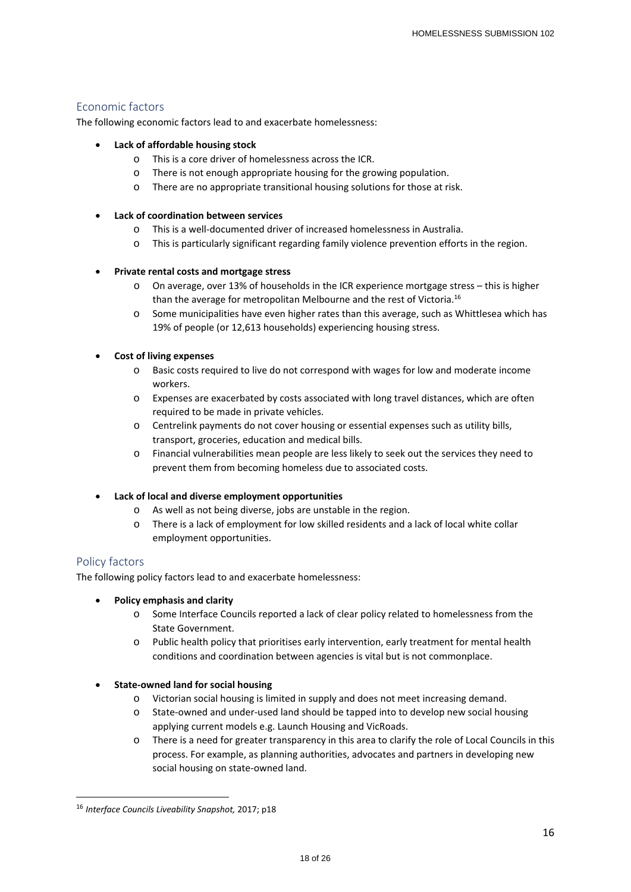## Economic factors

The following economic factors lead to and exacerbate homelessness:

- **Lack of affordable housing stock**
  - This is a core driver of homelessness across the ICR.
  - There is not enough appropriate housing for the growing population.
  - There are no appropriate transitional housing solutions for those at risk.

- **Lack of coordination between services**
  - This is a well-documented driver of increased homelessness in Australia.
  - This is particularly significant regarding family violence prevention efforts in the region.

- **Private rental costs and mortgage stress**
  - On average, over 13% of households in the ICR experience mortgage stress – this is higher than the average for metropolitan Melbourne and the rest of Victoria.[16]
  - Some municipalities have even higher rates than this average, such as Whittlesea which has 19% of people (or 12,613 households) experiencing housing stress.

- **Cost of living expenses**
  - Basic costs required to live do not correspond with wages for low and moderate income workers.
  - Expenses are exacerbated by costs associated with long travel distances, which are often required to be made in private vehicles.
  - Centrelink payments do not cover housing or essential expenses such as utility bills, transport, groceries, education and medical bills.
  - Financial vulnerabilities mean people are less likely to seek out the services they need to prevent them from becoming homeless due to associated costs.

- **Lack of local and diverse employment opportunities**
  - As well as not being diverse, jobs are unstable in the region.
  - There is a lack of employment for low skilled residents and a lack of local white collar employment opportunities.

## Policy factors

The following policy factors lead to and exacerbate homelessness:

- **Policy emphasis and clarity**
  - Some Interface Councils reported a lack of clear policy related to homelessness from the State Government.
  - Public health policy that prioritises early intervention, early treatment for mental health conditions and coordination between agencies is vital but is not commonplace.

- **State-owned land for social housing**
  - Victorian social housing is limited in supply and does not meet increasing demand.
  - State-owned and under-used land should be tapped into to develop new social housing applying current models e.g. Launch Housing and VicRoads.
  - There is a need for greater transparency in this area to clarify the role of Local Councils in this process. For example, as planning authorities, advocates and partners in developing new social housing on state-owned land.

---

[16] *Interface Councils Liveability Snapshot,* 2017; p18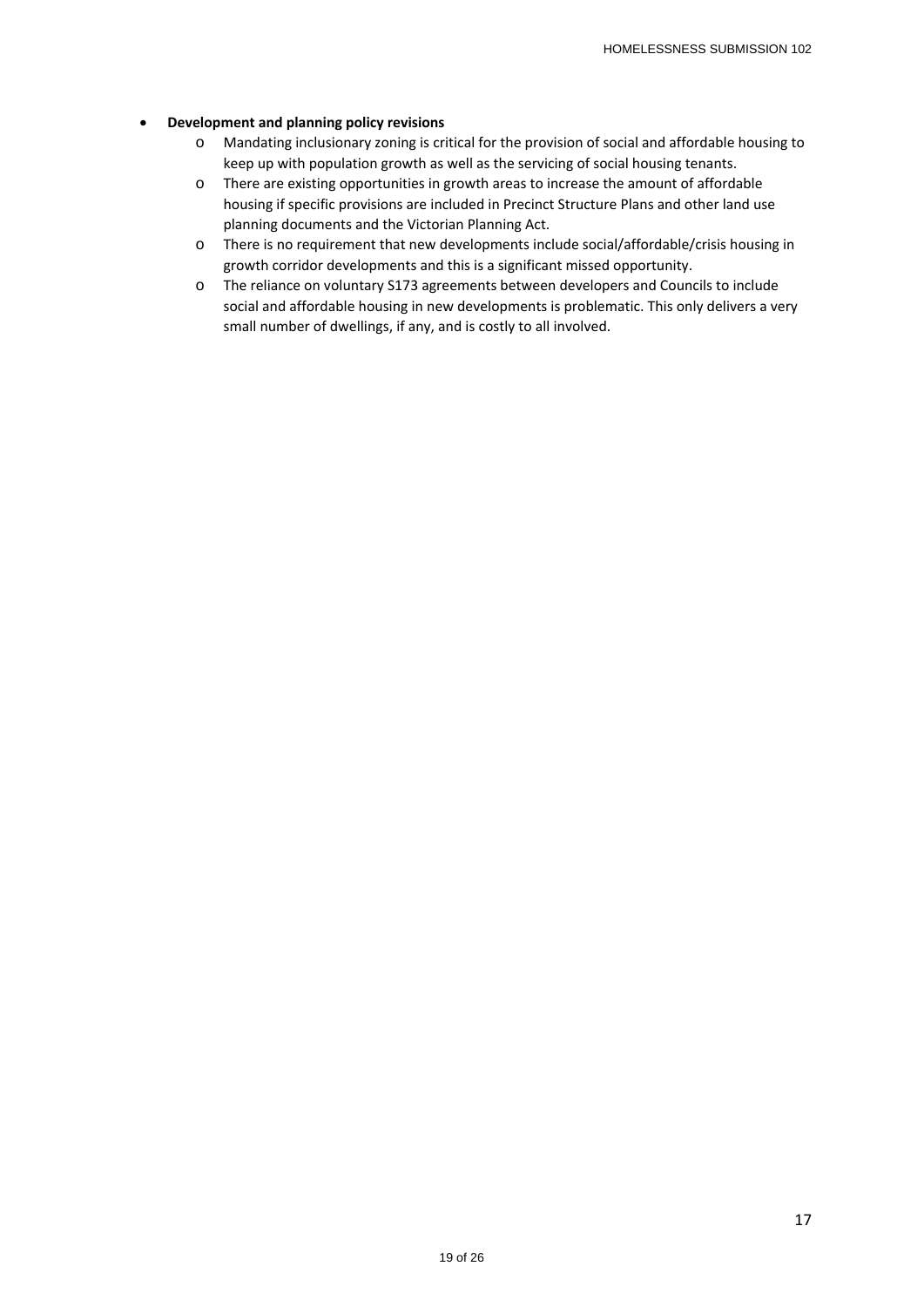- **Development and planning policy revisions**
  - Mandating inclusionary zoning is critical for the provision of social and affordable housing to keep up with population growth as well as the servicing of social housing tenants.
  - There are existing opportunities in growth areas to increase the amount of affordable housing if specific provisions are included in Precinct Structure Plans and other land use planning documents and the Victorian Planning Act.
  - There is no requirement that new developments include social/affordable/crisis housing in growth corridor developments and this is a significant missed opportunity.
  - The reliance on voluntary S173 agreements between developers and Councils to include social and affordable housing in new developments is problematic. This only delivers a very small number of dwellings, if any, and is costly to all involved.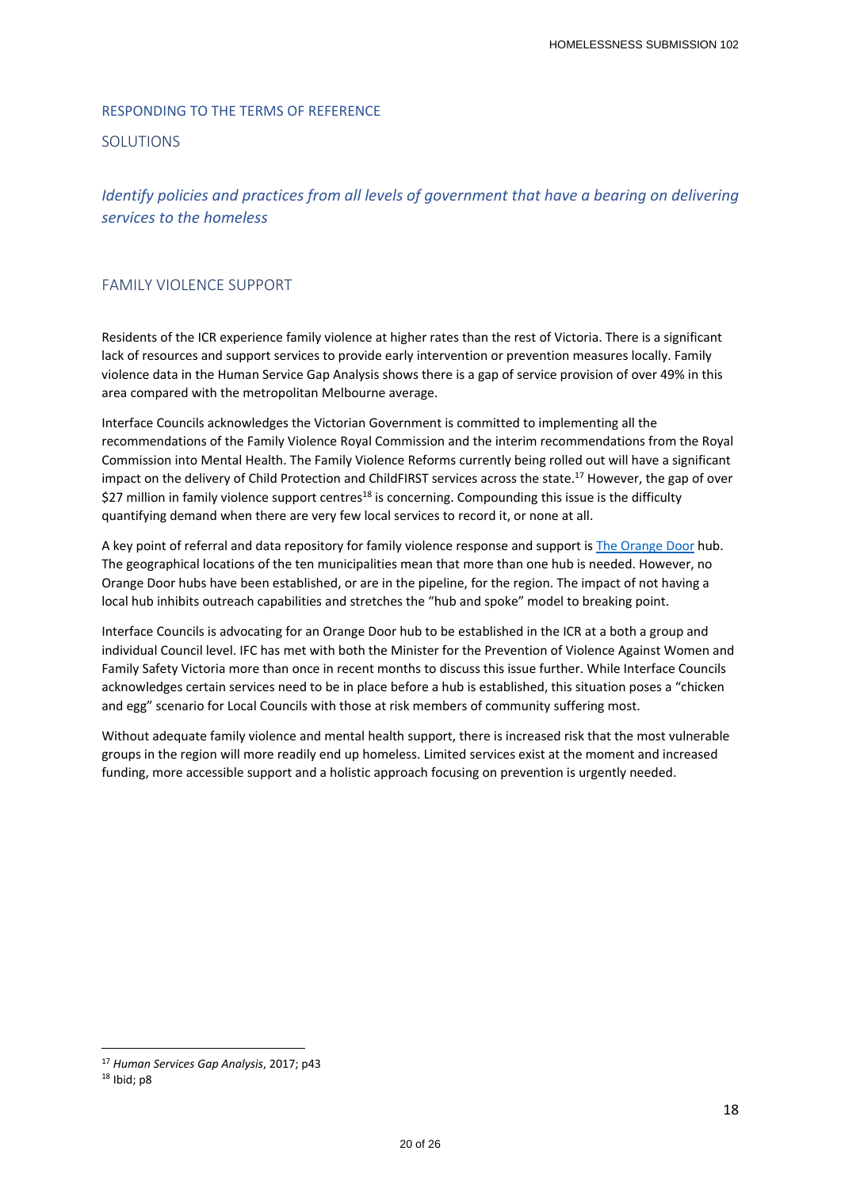## RESPONDING TO THE TERMS OF REFERENCE

### SOLUTIONS

*Identify policies and practices from all levels of government that have a bearing on delivering services to the homeless*

### FAMILY VIOLENCE SUPPORT

Residents of the ICR experience family violence at higher rates than the rest of Victoria. There is a significant lack of resources and support services to provide early intervention or prevention measures locally. Family violence data in the Human Service Gap Analysis shows there is a gap of service provision of over 49% in this area compared with the metropolitan Melbourne average.

Interface Councils acknowledges the Victorian Government is committed to implementing all the recommendations of the Family Violence Royal Commission and the interim recommendations from the Royal Commission into Mental Health. The Family Violence Reforms currently being rolled out will have a significant impact on the delivery of Child Protection and ChildFIRST services across the state.[17] However, the gap of over $27 million in family violence support centres[18] is concerning. Compounding this issue is the difficulty quantifying demand when there are very few local services to record it, or none at all.

A key point of referral and data repository for family violence response and support is The Orange Door hub. The geographical locations of the ten municipalities mean that more than one hub is needed. However, no Orange Door hubs have been established, or are in the pipeline, for the region. The impact of not having a local hub inhibits outreach capabilities and stretches the "hub and spoke" model to breaking point.

Interface Councils is advocating for an Orange Door hub to be established in the ICR at a both a group and individual Council level. IFC has met with both the Minister for the Prevention of Violence Against Women and Family Safety Victoria more than once in recent months to discuss this issue further. While Interface Councils acknowledges certain services need to be in place before a hub is established, this situation poses a "chicken and egg" scenario for Local Councils with those at risk members of community suffering most.

Without adequate family violence and mental health support, there is increased risk that the most vulnerable groups in the region will more readily end up homeless. Limited services exist at the moment and increased funding, more accessible support and a holistic approach focusing on prevention is urgently needed.

---

[17] *Human Services Gap Analysis*, 2017; p43

[18] Ibid; p8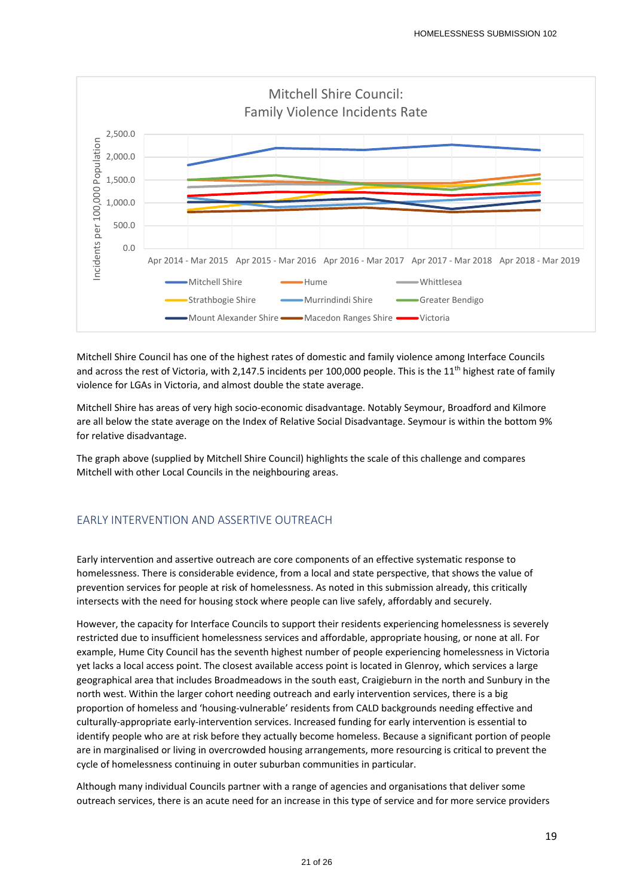Mitchell Shire Council:
Family Violence Incidents Rate

Mitchell Shire Council has one of the highest rates of domestic and family violence among Interface Councils and across the rest of Victoria, with 2,147.5 incidents per 100,000 people. This is the 11th highest rate of family violence for LGAs in Victoria, and almost double the state average.

Mitchell Shire has areas of very high socio-economic disadvantage. Notably Seymour, Broadford and Kilmore are all below the state average on the Index of Relative Social Disadvantage. Seymour is within the bottom 9% for relative disadvantage.

The graph above (supplied by Mitchell Shire Council) highlights the scale of this challenge and compares Mitchell with other Local Councils in the neighbouring areas.

## EARLY INTERVENTION AND ASSERTIVE OUTREACH

Early intervention and assertive outreach are core components of an effective systematic response to homelessness. There is considerable evidence, from a local and state perspective, that shows the value of prevention services for people at risk of homelessness. As noted in this submission already, this critically intersects with the need for housing stock where people can live safely, affordably and securely.

However, the capacity for Interface Councils to support their residents experiencing homelessness is severely restricted due to insufficient homelessness services and affordable, appropriate housing, or none at all. For example, Hume City Council has the seventh highest number of people experiencing homelessness in Victoria yet lacks a local access point. The closest available access point is located in Glenroy, which services a large geographical area that includes Broadmeadows in the south east, Craigieburn in the north and Sunbury in the north west. Within the larger cohort needing outreach and early intervention services, there is a big proportion of homeless and 'housing-vulnerable' residents from CALD backgrounds needing effective and culturally-appropriate early-intervention services. Increased funding for early intervention is essential to identify people who are at risk before they actually become homeless. Because a significant portion of people are in marginalised or living in overcrowded housing arrangements, more resourcing is critical to prevent the cycle of homelessness continuing in outer suburban communities in particular.

Although many individual Councils partner with a range of agencies and organisations that deliver some outreach services, there is an acute need for an increase in this type of service and for more service providers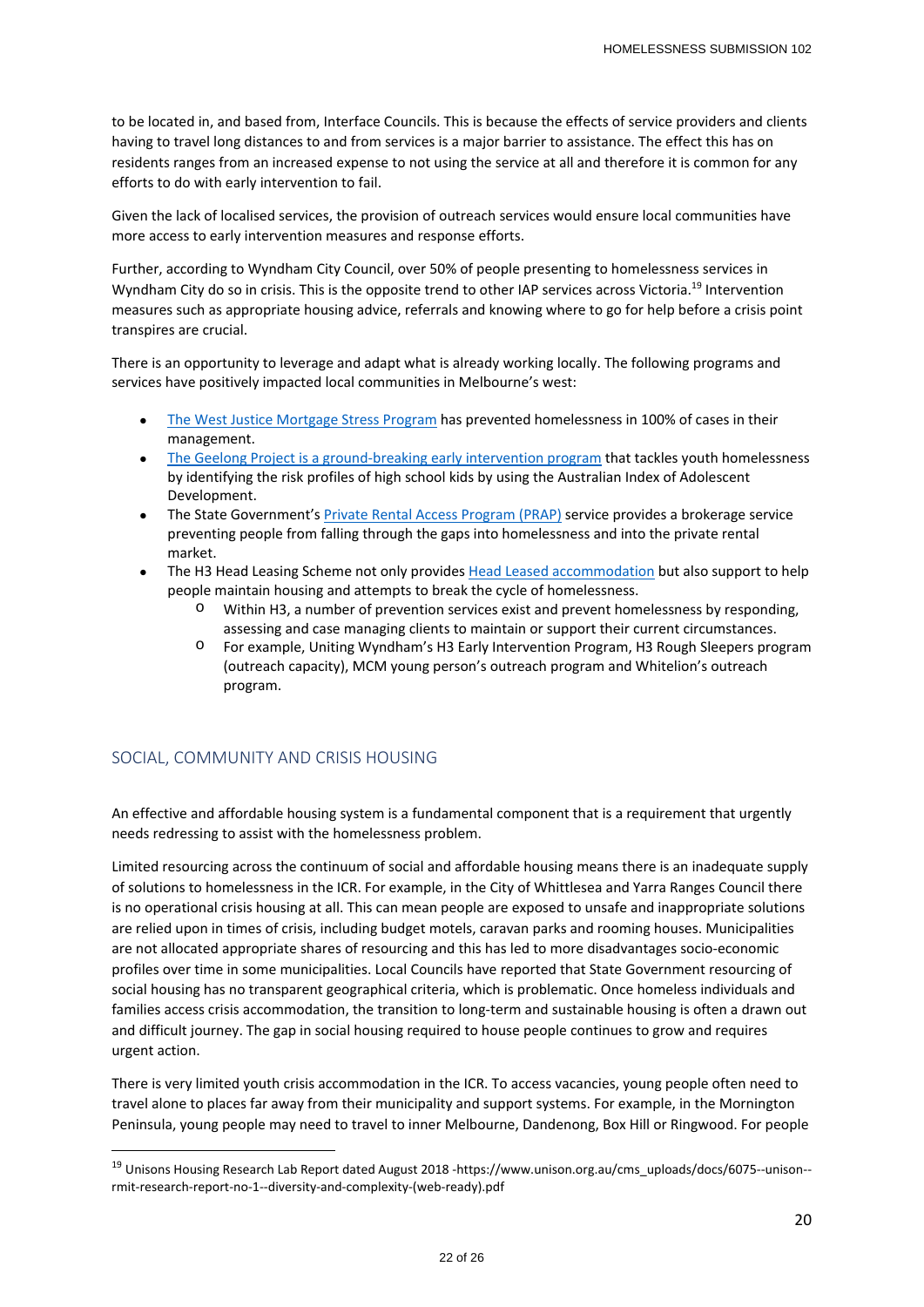to be located in, and based from, Interface Councils. This is because the effects of service providers and clients having to travel long distances to and from services is a major barrier to assistance. The effect this has on residents ranges from an increased expense to not using the service at all and therefore it is common for any efforts to do with early intervention to fail.

Given the lack of localised services, the provision of outreach services would ensure local communities have more access to early intervention measures and response efforts.

Further, according to Wyndham City Council, over 50% of people presenting to homelessness services in Wyndham City do so in crisis. This is the opposite trend to other IAP services across Victoria.[19] Intervention measures such as appropriate housing advice, referrals and knowing where to go for help before a crisis point transpires are crucial.

There is an opportunity to leverage and adapt what is already working locally. The following programs and services have positively impacted local communities in Melbourne's west:

- The West Justice Mortgage Stress Program has prevented homelessness in 100% of cases in their management.
- The Geelong Project is a ground-breaking early intervention program that tackles youth homelessness by identifying the risk profiles of high school kids by using the Australian Index of Adolescent Development.
- The State Government's Private Rental Access Program (PRAP) service provides a brokerage service preventing people from falling through the gaps into homelessness and into the private rental market.
- The H3 Head Leasing Scheme not only provides Head Leased accommodation but also support to help people maintain housing and attempts to break the cycle of homelessness.
  - Within H3, a number of prevention services exist and prevent homelessness by responding, assessing and case managing clients to maintain or support their current circumstances.
  - For example, Uniting Wyndham's H3 Early Intervention Program, H3 Rough Sleepers program (outreach capacity), MCM young person's outreach program and Whitelion's outreach program.

## SOCIAL, COMMUNITY AND CRISIS HOUSING

An effective and affordable housing system is a fundamental component that is a requirement that urgently needs redressing to assist with the homelessness problem.

Limited resourcing across the continuum of social and affordable housing means there is an inadequate supply of solutions to homelessness in the ICR. For example, in the City of Whittlesea and Yarra Ranges Council there is no operational crisis housing at all. This can mean people are exposed to unsafe and inappropriate solutions are relied upon in times of crisis, including budget motels, caravan parks and rooming houses. Municipalities are not allocated appropriate shares of resourcing and this has led to more disadvantages socio-economic profiles over time in some municipalities. Local Councils have reported that State Government resourcing of social housing has no transparent geographical criteria, which is problematic. Once homeless individuals and families access crisis accommodation, the transition to long-term and sustainable housing is often a drawn out and difficult journey. The gap in social housing required to house people continues to grow and requires urgent action.

There is very limited youth crisis accommodation in the ICR. To access vacancies, young people often need to travel alone to places far away from their municipality and support systems. For example, in the Mornington Peninsula, young people may need to travel to inner Melbourne, Dandenong, Box Hill or Ringwood. For people

---

[19] Unisons Housing Research Lab Report dated August 2018 -https://www.unison.org.au/cms_uploads/docs/6075--unison--rmit-research-report-no-1--diversity-and-complexity-(web-ready).pdf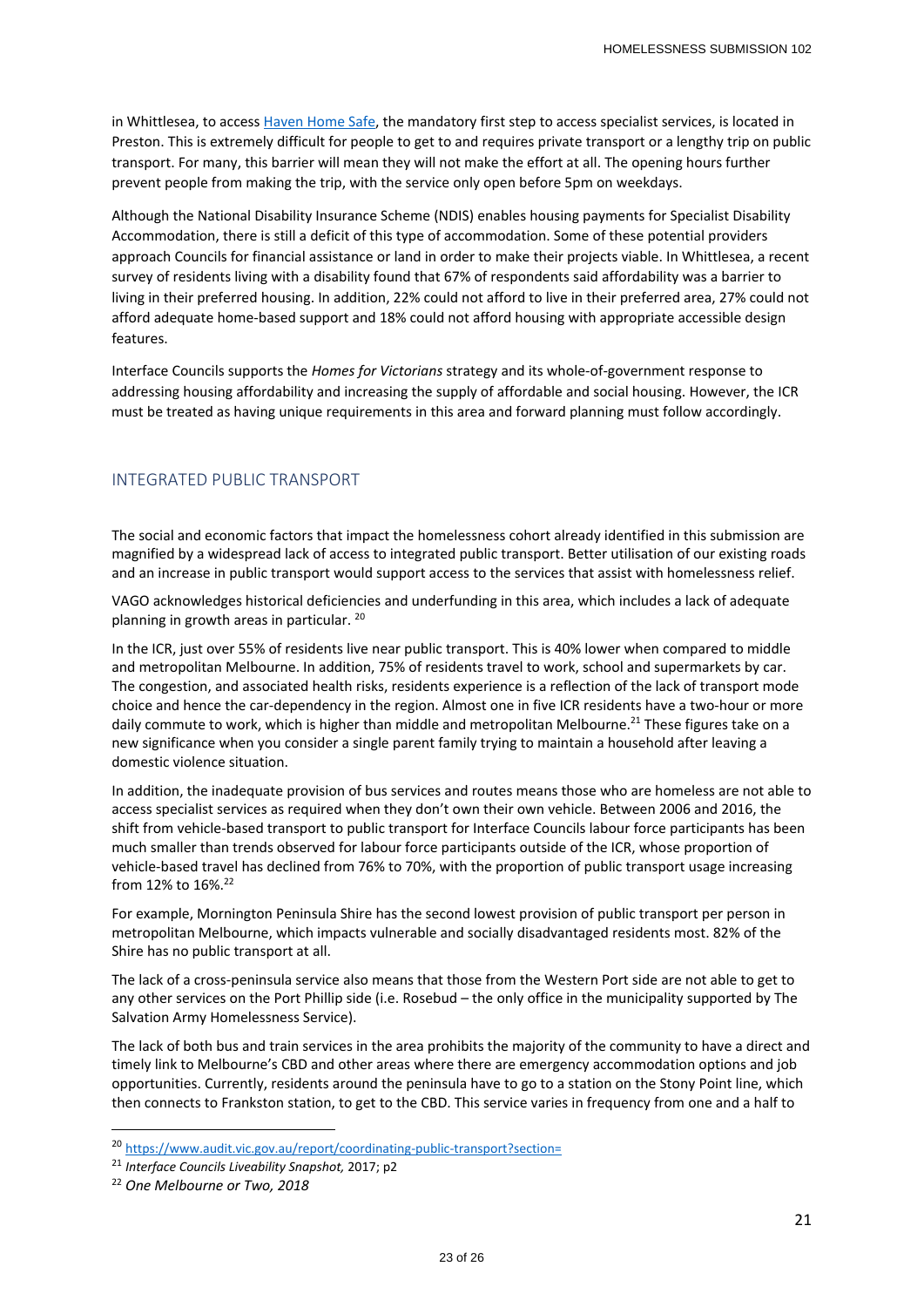in Whittlesea, to access [Haven Home Safe](), the mandatory first step to access specialist services, is located in Preston. This is extremely difficult for people to get to and requires private transport or a lengthy trip on public transport. For many, this barrier will mean they will not make the effort at all. The opening hours further prevent people from making the trip, with the service only open before 5pm on weekdays.

Although the National Disability Insurance Scheme (NDIS) enables housing payments for Specialist Disability Accommodation, there is still a deficit of this type of accommodation. Some of these potential providers approach Councils for financial assistance or land in order to make their projects viable. In Whittlesea, a recent survey of residents living with a disability found that 67% of respondents said affordability was a barrier to living in their preferred housing. In addition, 22% could not afford to live in their preferred area, 27% could not afford adequate home-based support and 18% could not afford housing with appropriate accessible design features.

Interface Councils supports the *Homes for Victorians* strategy and its whole-of-government response to addressing housing affordability and increasing the supply of affordable and social housing. However, the ICR must be treated as having unique requirements in this area and forward planning must follow accordingly.

## INTEGRATED PUBLIC TRANSPORT

The social and economic factors that impact the homelessness cohort already identified in this submission are magnified by a widespread lack of access to integrated public transport. Better utilisation of our existing roads and an increase in public transport would support access to the services that assist with homelessness relief.

VAGO acknowledges historical deficiencies and underfunding in this area, which includes a lack of adequate planning in growth areas in particular. [20]

In the ICR, just over 55% of residents live near public transport. This is 40% lower when compared to middle and metropolitan Melbourne. In addition, 75% of residents travel to work, school and supermarkets by car. The congestion, and associated health risks, residents experience is a reflection of the lack of transport mode choice and hence the car-dependency in the region. Almost one in five ICR residents have a two-hour or more daily commute to work, which is higher than middle and metropolitan Melbourne.[21] These figures take on a new significance when you consider a single parent family trying to maintain a household after leaving a domestic violence situation.

In addition, the inadequate provision of bus services and routes means those who are homeless are not able to access specialist services as required when they don't own their own vehicle. Between 2006 and 2016, the shift from vehicle-based transport to public transport for Interface Councils labour force participants has been much smaller than trends observed for labour force participants outside of the ICR, whose proportion of vehicle-based travel has declined from 76% to 70%, with the proportion of public transport usage increasing from 12% to 16%.[22]

For example, Mornington Peninsula Shire has the second lowest provision of public transport per person in metropolitan Melbourne, which impacts vulnerable and socially disadvantaged residents most. 82% of the Shire has no public transport at all.

The lack of a cross-peninsula service also means that those from the Western Port side are not able to get to any other services on the Port Phillip side (i.e. Rosebud – the only office in the municipality supported by The Salvation Army Homelessness Service).

The lack of both bus and train services in the area prohibits the majority of the community to have a direct and timely link to Melbourne's CBD and other areas where there are emergency accommodation options and job opportunities. Currently, residents around the peninsula have to go to a station on the Stony Point line, which then connects to Frankston station, to get to the CBD. This service varies in frequency from one and a half to

---

[20] https://www.audit.vic.gov.au/report/coordinating-public-transport?section=

[21] *Interface Councils Liveability Snapshot,* 2017; p2

[22] *One Melbourne or Two, 2018*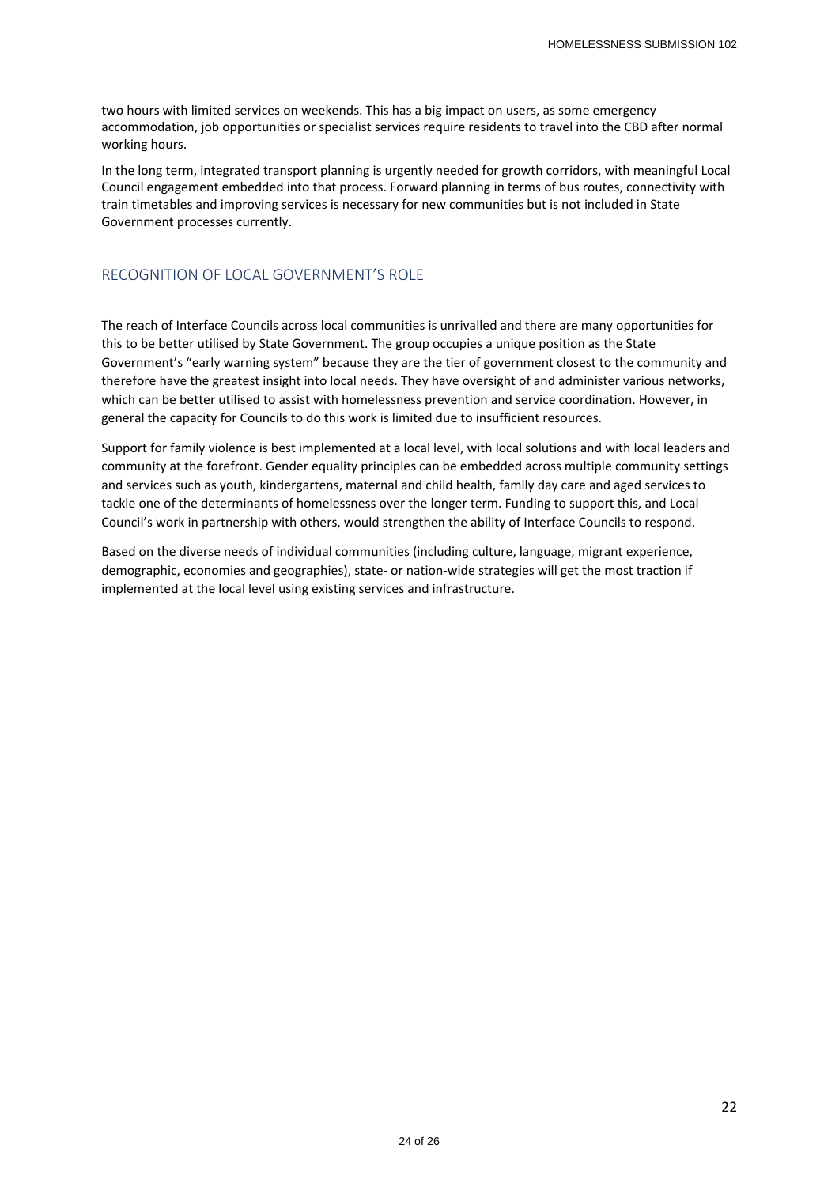two hours with limited services on weekends. This has a big impact on users, as some emergency accommodation, job opportunities or specialist services require residents to travel into the CBD after normal working hours.

In the long term, integrated transport planning is urgently needed for growth corridors, with meaningful Local Council engagement embedded into that process. Forward planning in terms of bus routes, connectivity with train timetables and improving services is necessary for new communities but is not included in State Government processes currently.

## RECOGNITION OF LOCAL GOVERNMENT'S ROLE

The reach of Interface Councils across local communities is unrivalled and there are many opportunities for this to be better utilised by State Government. The group occupies a unique position as the State Government's "early warning system" because they are the tier of government closest to the community and therefore have the greatest insight into local needs. They have oversight of and administer various networks, which can be better utilised to assist with homelessness prevention and service coordination. However, in general the capacity for Councils to do this work is limited due to insufficient resources.

Support for family violence is best implemented at a local level, with local solutions and with local leaders and community at the forefront. Gender equality principles can be embedded across multiple community settings and services such as youth, kindergartens, maternal and child health, family day care and aged services to tackle one of the determinants of homelessness over the longer term. Funding to support this, and Local Council's work in partnership with others, would strengthen the ability of Interface Councils to respond.

Based on the diverse needs of individual communities (including culture, language, migrant experience, demographic, economies and geographies), state- or nation-wide strategies will get the most traction if implemented at the local level using existing services and infrastructure.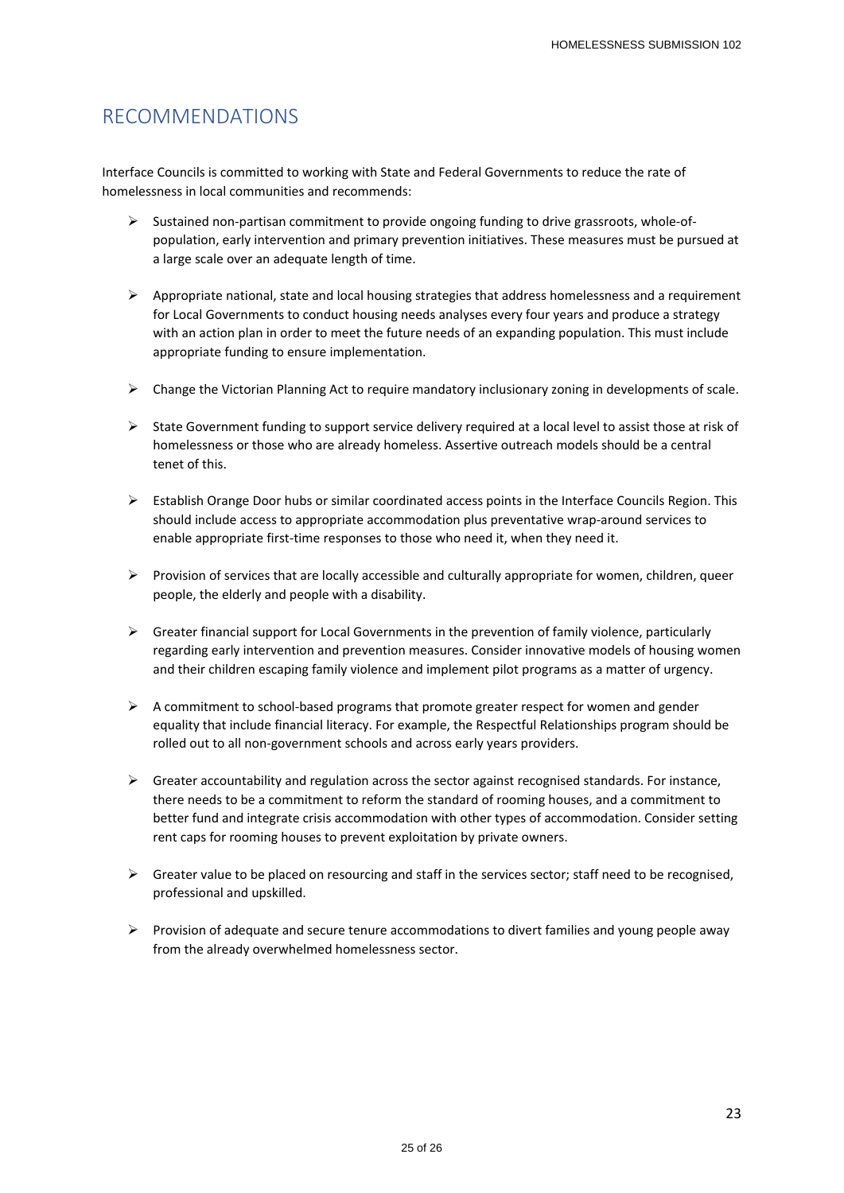## RECOMMENDATIONS

Interface Councils is committed to working with State and Federal Governments to reduce the rate of homelessness in local communities and recommends:

- Sustained non-partisan commitment to provide ongoing funding to drive grassroots, whole-of-population, early intervention and primary prevention initiatives. These measures must be pursued at a large scale over an adequate length of time.
- Appropriate national, state and local housing strategies that address homelessness and a requirement for Local Governments to conduct housing needs analyses every four years and produce a strategy with an action plan in order to meet the future needs of an expanding population. This must include appropriate funding to ensure implementation.
- Change the Victorian Planning Act to require mandatory inclusionary zoning in developments of scale.
- State Government funding to support service delivery required at a local level to assist those at risk of homelessness or those who are already homeless. Assertive outreach models should be a central tenet of this.
- Establish Orange Door hubs or similar coordinated access points in the Interface Councils Region. This should include access to appropriate accommodation plus preventative wrap-around services to enable appropriate first-time responses to those who need it, when they need it.
- Provision of services that are locally accessible and culturally appropriate for women, children, queer people, the elderly and people with a disability.
- Greater financial support for Local Governments in the prevention of family violence, particularly regarding early intervention and prevention measures. Consider innovative models of housing women and their children escaping family violence and implement pilot programs as a matter of urgency.
- A commitment to school-based programs that promote greater respect for women and gender equality that include financial literacy. For example, the Respectful Relationships program should be rolled out to all non-government schools and across early years providers.
- Greater accountability and regulation across the sector against recognised standards. For instance, there needs to be a commitment to reform the standard of rooming houses, and a commitment to better fund and integrate crisis accommodation with other types of accommodation. Consider setting rent caps for rooming houses to prevent exploitation by private owners.
- Greater value to be placed on resourcing and staff in the services sector; staff need to be recognised, professional and upskilled.
- Provision of adequate and secure tenure accommodations to divert families and young people away from the already overwhelmed homelessness sector.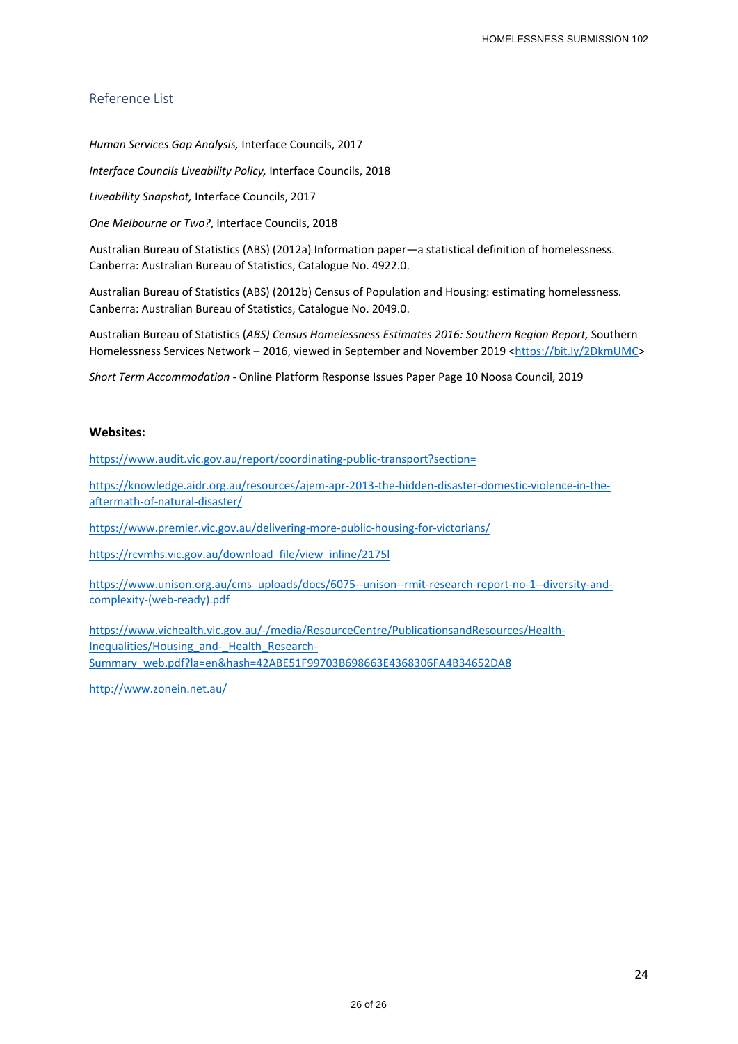## Reference List

*Human Services Gap Analysis,* Interface Councils, 2017

*Interface Councils Liveability Policy,* Interface Councils, 2018

*Liveability Snapshot,* Interface Councils, 2017

*One Melbourne or Two?*, Interface Councils, 2018

Australian Bureau of Statistics (ABS) (2012a) Information paper—a statistical definition of homelessness. Canberra: Australian Bureau of Statistics, Catalogue No. 4922.0.

Australian Bureau of Statistics (ABS) (2012b) Census of Population and Housing: estimating homelessness. Canberra: Australian Bureau of Statistics, Catalogue No. 2049.0.

Australian Bureau of Statistics *(ABS) Census Homelessness Estimates 2016: Southern Region Report,* Southern Homelessness Services Network – 2016, viewed in September and November 2019 <https://bit.ly/2DkmUMC>

*Short Term Accommodation* - Online Platform Response Issues Paper Page 10 Noosa Council, 2019

**Websites:**

https://www.audit.vic.gov.au/report/coordinating-public-transport?section=

https://knowledge.aidr.org.au/resources/ajem-apr-2013-the-hidden-disaster-domestic-violence-in-the-aftermath-of-natural-disaster/

https://www.premier.vic.gov.au/delivering-more-public-housing-for-victorians/

https://rcvmhs.vic.gov.au/download_file/view_inline/2175l

https://www.unison.org.au/cms_uploads/docs/6075--unison--rmit-research-report-no-1--diversity-and-complexity-(web-ready).pdf

https://www.vichealth.vic.gov.au/-/media/ResourceCentre/PublicationsandResources/Health-Inequalities/Housing_and-_Health_Research-Summary_web.pdf?la=en&hash=42ABE51F99703B698663E4368306FA4B34652DA8

http://www.zonein.net.au/